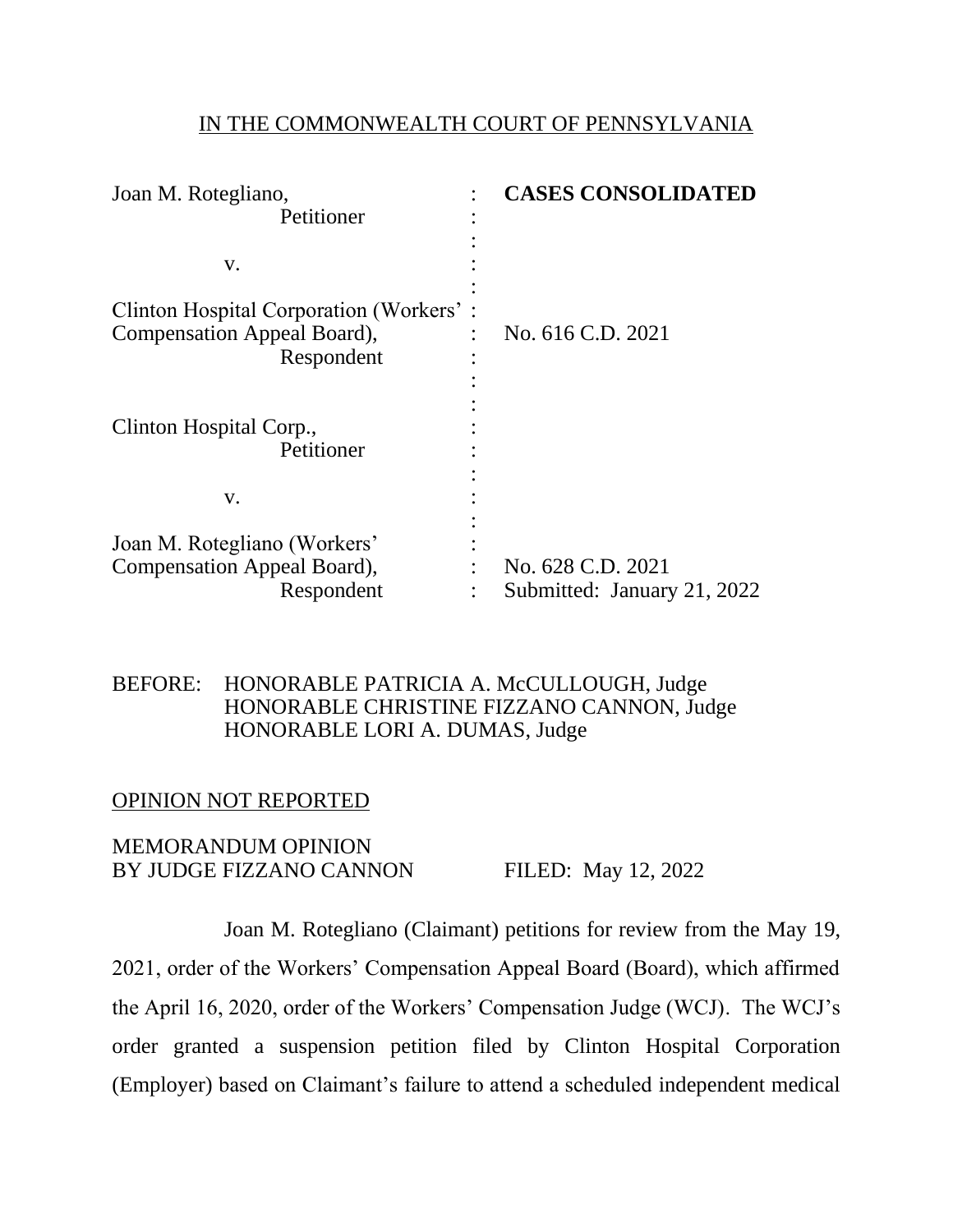IN THE COMMONWEALTH COURT OF PENNSYLVANIA

| | | |
|---|---|---|
| Joan M. Rotegliano, Petitioner | : | **CASES CONSOLIDATED** |
| v. | : | |
| Clinton Hospital Corporation (Workers' Compensation Appeal Board), Respondent | : | No. 616 C.D. 2021 |
| Clinton Hospital Corp., Petitioner | : | |
| v. | : | |
| Joan M. Rotegliano (Workers' Compensation Appeal Board), Respondent | : | No. 628 C.D. 2021 Submitted: January 21, 2022 |

BEFORE: HONORABLE PATRICIA A. McCULLOUGH, Judge
HONORABLE CHRISTINE FIZZANO CANNON, Judge
HONORABLE LORI A. DUMAS, Judge

OPINION NOT REPORTED

MEMORANDUM OPINION
BY JUDGE FIZZANO CANNON FILED: May 12, 2022

Joan M. Rotegliano (Claimant) petitions for review from the May 19, 2021, order of the Workers' Compensation Appeal Board (Board), which affirmed the April 16, 2020, order of the Workers' Compensation Judge (WCJ). The WCJ's order granted a suspension petition filed by Clinton Hospital Corporation (Employer) based on Claimant's failure to attend a scheduled independent medical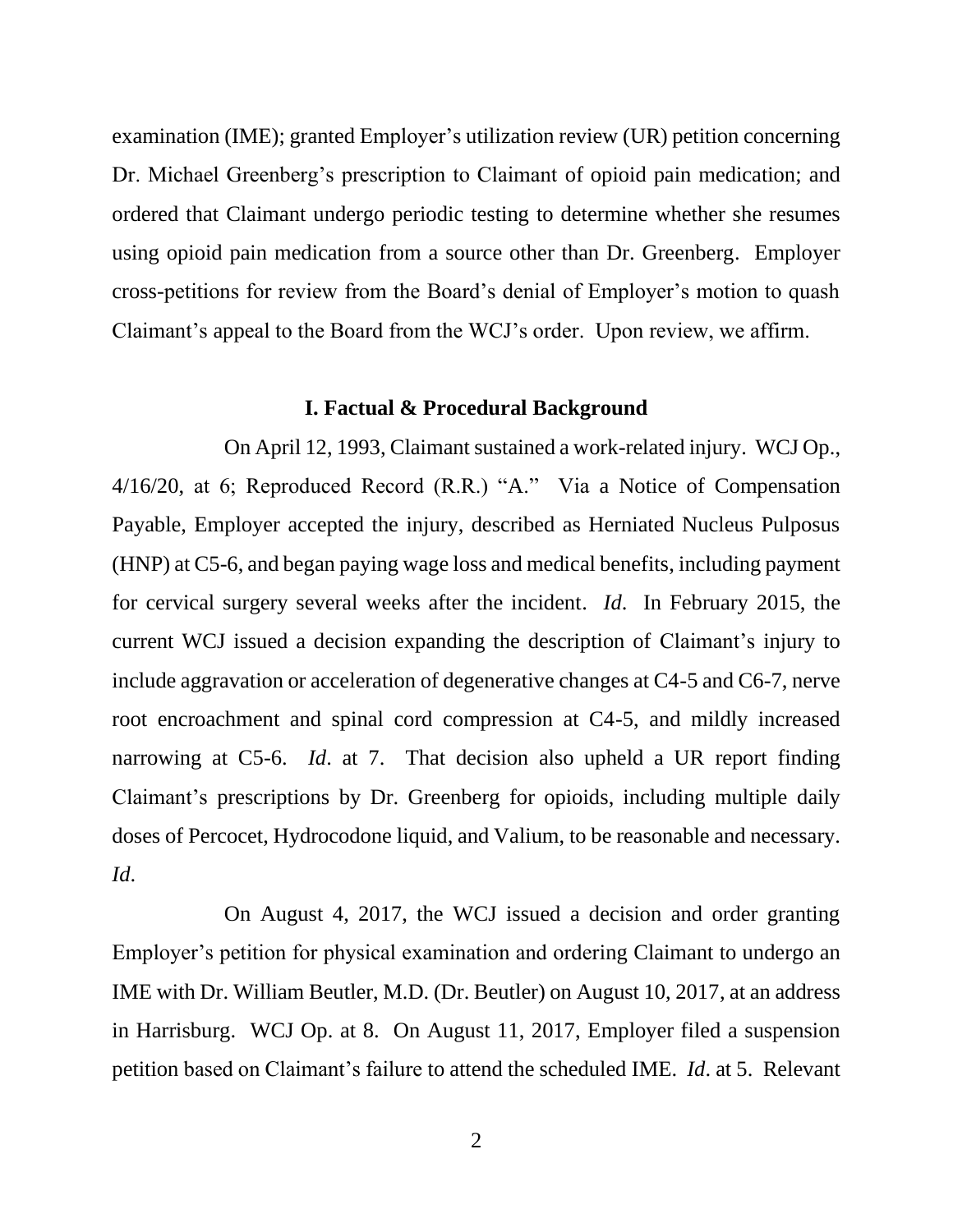examination (IME); granted Employer's utilization review (UR) petition concerning Dr. Michael Greenberg's prescription to Claimant of opioid pain medication; and ordered that Claimant undergo periodic testing to determine whether she resumes using opioid pain medication from a source other than Dr. Greenberg. Employer cross-petitions for review from the Board's denial of Employer's motion to quash Claimant's appeal to the Board from the WCJ's order. Upon review, we affirm.

## I. Factual & Procedural Background

On April 12, 1993, Claimant sustained a work-related injury. WCJ Op., 4/16/20, at 6; Reproduced Record (R.R.) "A." Via a Notice of Compensation Payable, Employer accepted the injury, described as Herniated Nucleus Pulposus (HNP) at C5-6, and began paying wage loss and medical benefits, including payment for cervical surgery several weeks after the incident. *Id*. In February 2015, the current WCJ issued a decision expanding the description of Claimant's injury to include aggravation or acceleration of degenerative changes at C4-5 and C6-7, nerve root encroachment and spinal cord compression at C4-5, and mildly increased narrowing at C5-6. *Id*. at 7. That decision also upheld a UR report finding Claimant's prescriptions by Dr. Greenberg for opioids, including multiple daily doses of Percocet, Hydrocodone liquid, and Valium, to be reasonable and necessary. *Id*.

On August 4, 2017, the WCJ issued a decision and order granting Employer's petition for physical examination and ordering Claimant to undergo an IME with Dr. William Beutler, M.D. (Dr. Beutler) on August 10, 2017, at an address in Harrisburg. WCJ Op. at 8. On August 11, 2017, Employer filed a suspension petition based on Claimant's failure to attend the scheduled IME. *Id*. at 5. Relevant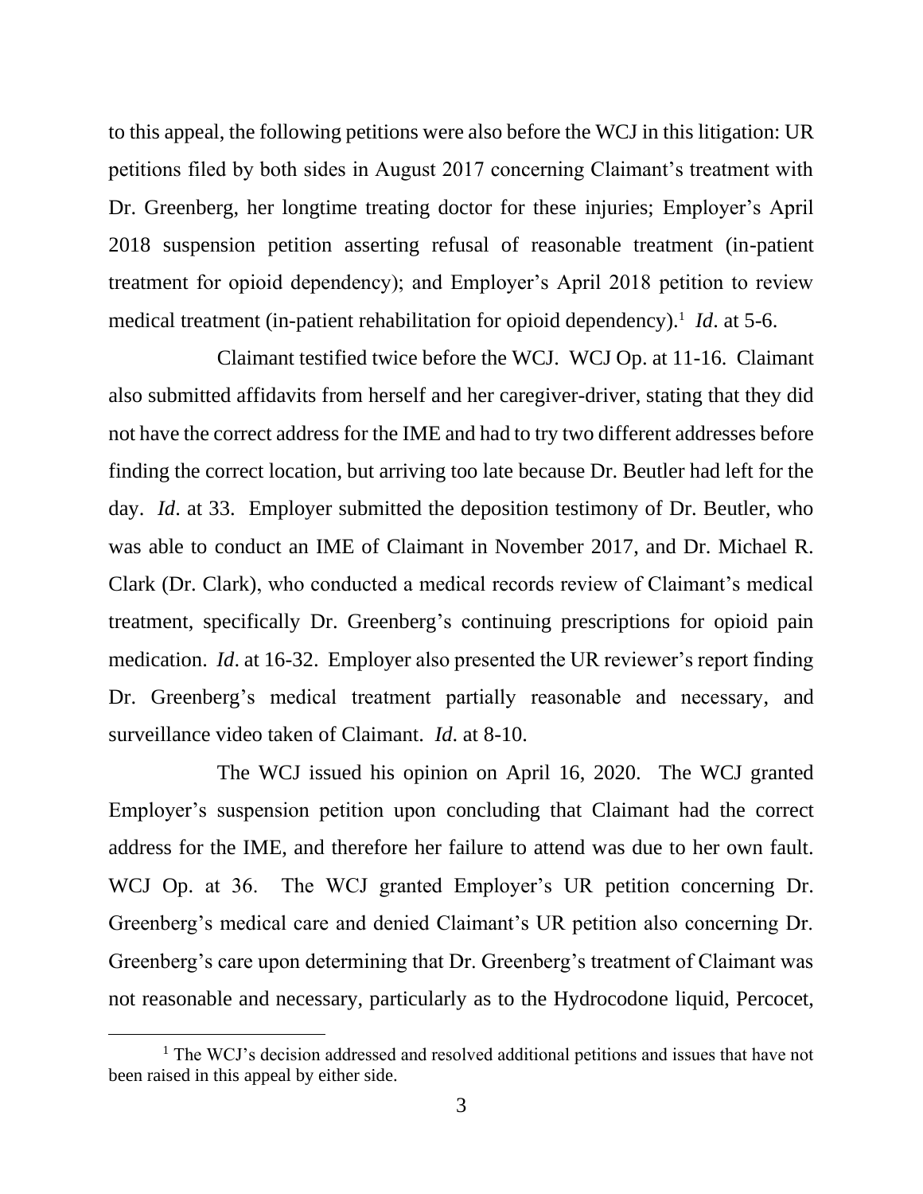to this appeal, the following petitions were also before the WCJ in this litigation: UR petitions filed by both sides in August 2017 concerning Claimant's treatment with Dr. Greenberg, her longtime treating doctor for these injuries; Employer's April 2018 suspension petition asserting refusal of reasonable treatment (in-patient treatment for opioid dependency); and Employer's April 2018 petition to review medical treatment (in-patient rehabilitation for opioid dependency).[1] *Id*. at 5-6.

Claimant testified twice before the WCJ. WCJ Op. at 11-16. Claimant also submitted affidavits from herself and her caregiver-driver, stating that they did not have the correct address for the IME and had to try two different addresses before finding the correct location, but arriving too late because Dr. Beutler had left for the day. *Id*. at 33. Employer submitted the deposition testimony of Dr. Beutler, who was able to conduct an IME of Claimant in November 2017, and Dr. Michael R. Clark (Dr. Clark), who conducted a medical records review of Claimant's medical treatment, specifically Dr. Greenberg's continuing prescriptions for opioid pain medication. *Id*. at 16-32. Employer also presented the UR reviewer's report finding Dr. Greenberg's medical treatment partially reasonable and necessary, and surveillance video taken of Claimant. *Id*. at 8-10.

The WCJ issued his opinion on April 16, 2020. The WCJ granted Employer's suspension petition upon concluding that Claimant had the correct address for the IME, and therefore her failure to attend was due to her own fault. WCJ Op. at 36. The WCJ granted Employer's UR petition concerning Dr. Greenberg's medical care and denied Claimant's UR petition also concerning Dr. Greenberg's care upon determining that Dr. Greenberg's treatment of Claimant was not reasonable and necessary, particularly as to the Hydrocodone liquid, Percocet,

[1] The WCJ's decision addressed and resolved additional petitions and issues that have not been raised in this appeal by either side.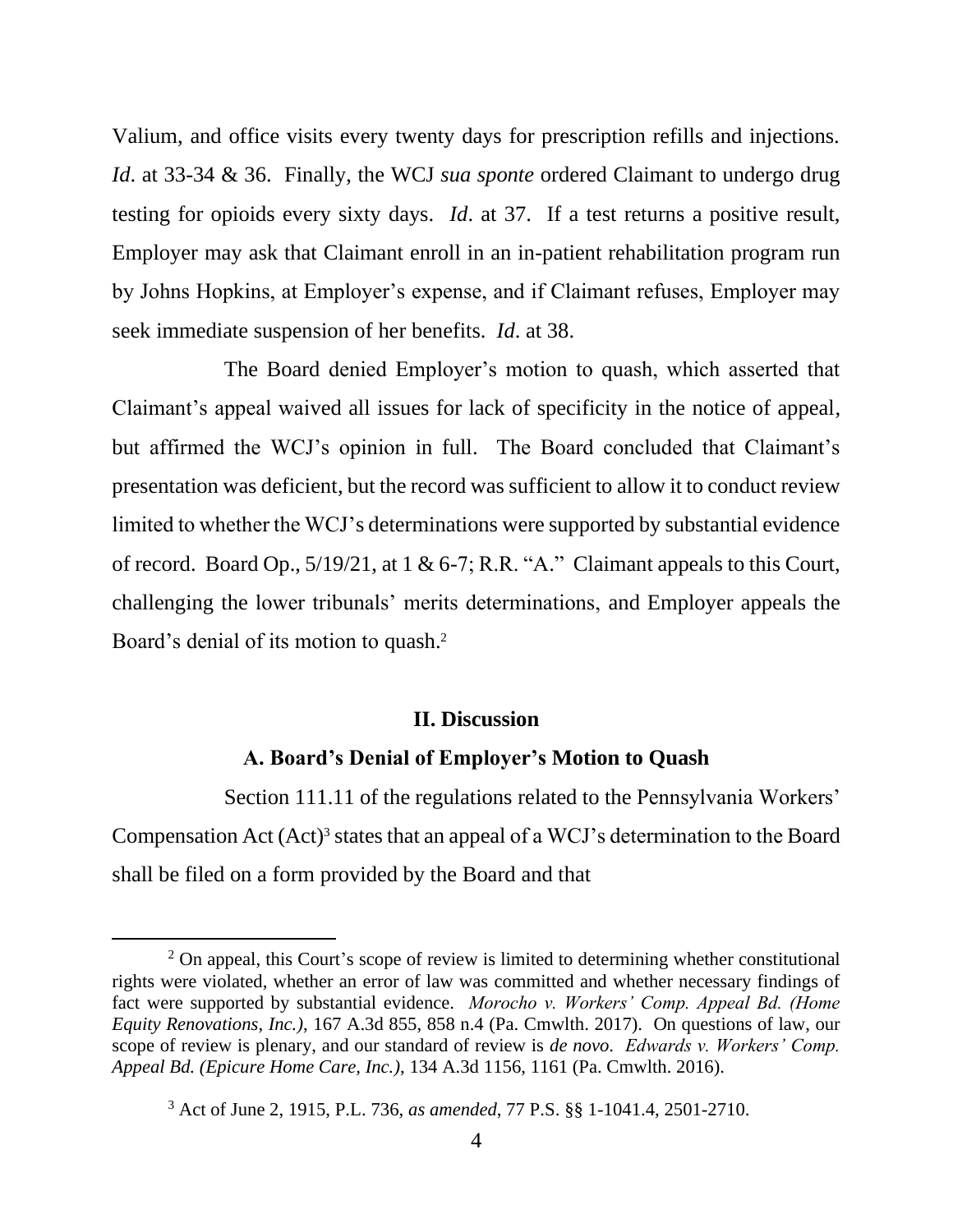Valium, and office visits every twenty days for prescription refills and injections. *Id*. at 33-34 & 36. Finally, the WCJ *sua sponte* ordered Claimant to undergo drug testing for opioids every sixty days. *Id*. at 37. If a test returns a positive result, Employer may ask that Claimant enroll in an in-patient rehabilitation program run by Johns Hopkins, at Employer's expense, and if Claimant refuses, Employer may seek immediate suspension of her benefits. *Id*. at 38.

The Board denied Employer's motion to quash, which asserted that Claimant's appeal waived all issues for lack of specificity in the notice of appeal, but affirmed the WCJ's opinion in full. The Board concluded that Claimant's presentation was deficient, but the record was sufficient to allow it to conduct review limited to whether the WCJ's determinations were supported by substantial evidence of record. Board Op., 5/19/21, at 1 & 6-7; R.R. "A." Claimant appeals to this Court, challenging the lower tribunals' merits determinations, and Employer appeals the Board's denial of its motion to quash.[2]

## II. Discussion

### A. Board's Denial of Employer's Motion to Quash

Section 111.11 of the regulations related to the Pennsylvania Workers' Compensation Act (Act)[3] states that an appeal of a WCJ's determination to the Board shall be filed on a form provided by the Board and that

---

[2] On appeal, this Court's scope of review is limited to determining whether constitutional rights were violated, whether an error of law was committed and whether necessary findings of fact were supported by substantial evidence. *Morocho v. Workers' Comp. Appeal Bd. (Home Equity Renovations, Inc.)*, 167 A.3d 855, 858 n.4 (Pa. Cmwlth. 2017). On questions of law, our scope of review is plenary, and our standard of review is *de novo*. *Edwards v. Workers' Comp. Appeal Bd. (Epicure Home Care, Inc.)*, 134 A.3d 1156, 1161 (Pa. Cmwlth. 2016).

[3] Act of June 2, 1915, P.L. 736, *as amended*, 77 P.S. §§ 1-1041.4, 2501-2710.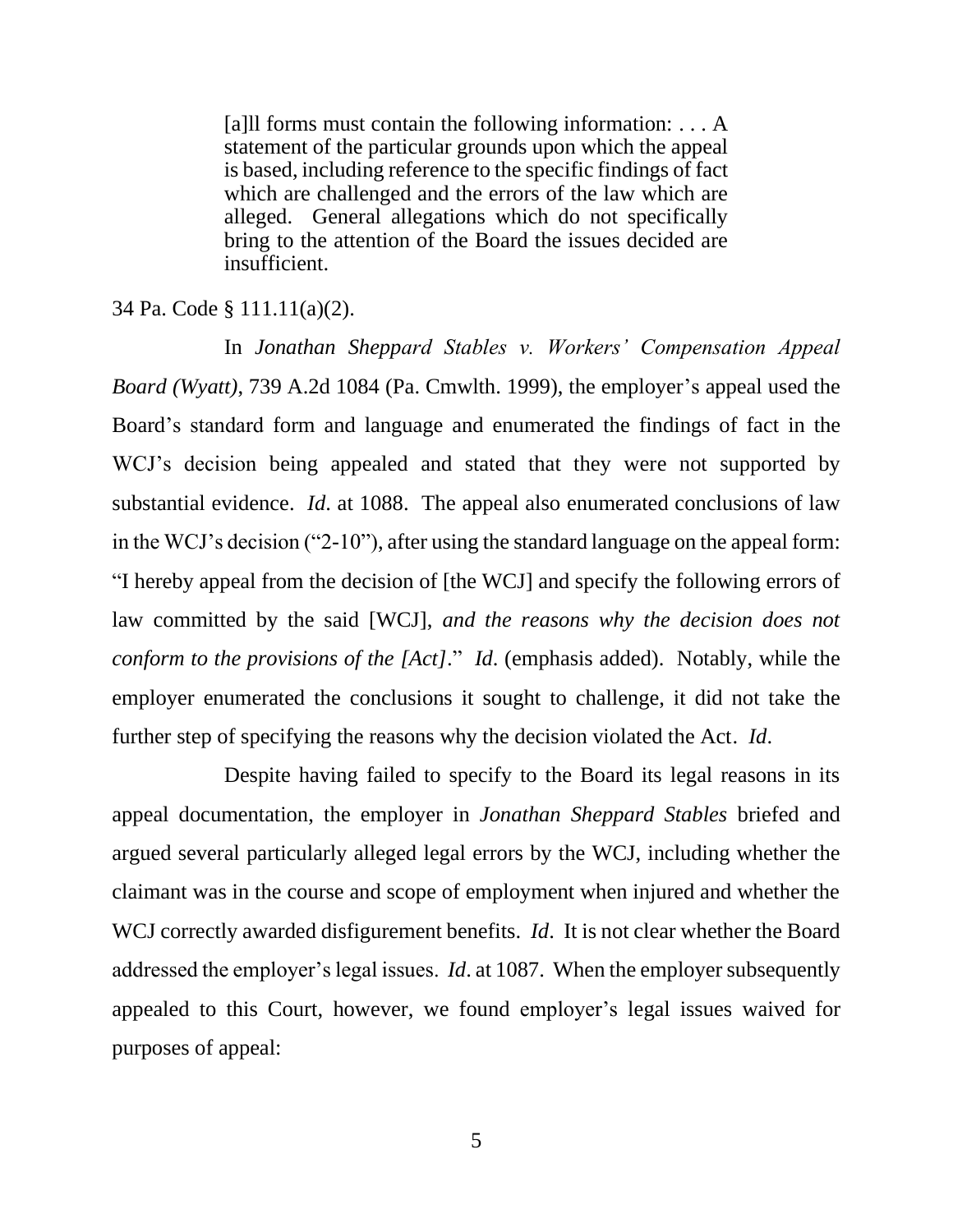> [a]ll forms must contain the following information: . . . A statement of the particular grounds upon which the appeal is based, including reference to the specific findings of fact which are challenged and the errors of the law which are alleged. General allegations which do not specifically bring to the attention of the Board the issues decided are insufficient.

34 Pa. Code § 111.11(a)(2).

In *Jonathan Sheppard Stables v. Workers' Compensation Appeal Board (Wyatt)*, 739 A.2d 1084 (Pa. Cmwlth. 1999), the employer's appeal used the Board's standard form and language and enumerated the findings of fact in the WCJ's decision being appealed and stated that they were not supported by substantial evidence. *Id*. at 1088. The appeal also enumerated conclusions of law in the WCJ's decision ("2-10"), after using the standard language on the appeal form: "I hereby appeal from the decision of [the WCJ] and specify the following errors of law committed by the said [WCJ], *and the reasons why the decision does not conform to the provisions of the [Act]*." *Id*. (emphasis added). Notably, while the employer enumerated the conclusions it sought to challenge, it did not take the further step of specifying the reasons why the decision violated the Act. *Id*.

Despite having failed to specify to the Board its legal reasons in its appeal documentation, the employer in *Jonathan Sheppard Stables* briefed and argued several particularly alleged legal errors by the WCJ, including whether the claimant was in the course and scope of employment when injured and whether the WCJ correctly awarded disfigurement benefits. *Id*. It is not clear whether the Board addressed the employer's legal issues. *Id*. at 1087. When the employer subsequently appealed to this Court, however, we found employer's legal issues waived for purposes of appeal: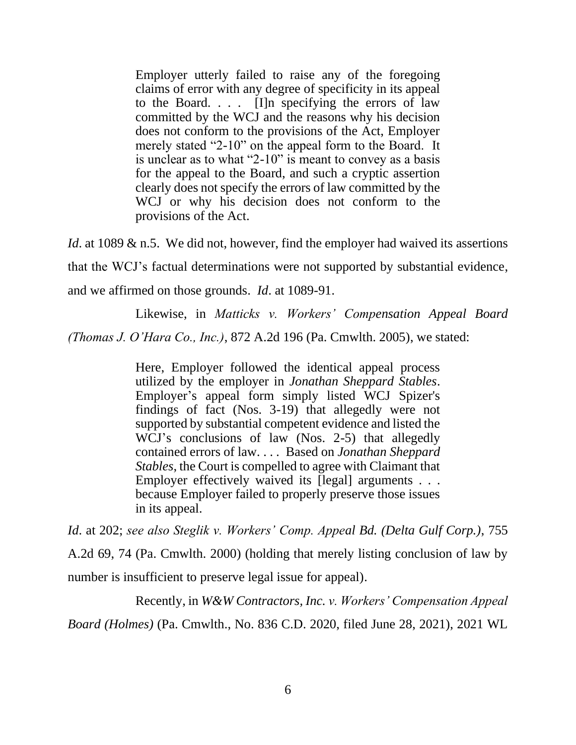> Employer utterly failed to raise any of the foregoing claims of error with any degree of specificity in its appeal to the Board. . . . [I]n specifying the errors of law committed by the WCJ and the reasons why his decision does not conform to the provisions of the Act, Employer merely stated "2-10" on the appeal form to the Board. It is unclear as to what "2-10" is meant to convey as a basis for the appeal to the Board, and such a cryptic assertion clearly does not specify the errors of law committed by the WCJ or why his decision does not conform to the provisions of the Act.

*Id*. at 1089 & n.5. We did not, however, find the employer had waived its assertions that the WCJ's factual determinations were not supported by substantial evidence, and we affirmed on those grounds. *Id*. at 1089-91.

Likewise, in *Matticks v. Workers' Compensation Appeal Board (Thomas J. O'Hara Co., Inc.)*, 872 A.2d 196 (Pa. Cmwlth. 2005), we stated:

> Here, Employer followed the identical appeal process utilized by the employer in *Jonathan Sheppard Stables*. Employer's appeal form simply listed WCJ Spizer's findings of fact (Nos. 3-19) that allegedly were not supported by substantial competent evidence and listed the WCJ's conclusions of law (Nos. 2-5) that allegedly contained errors of law. . . . Based on *Jonathan Sheppard Stables*, the Court is compelled to agree with Claimant that Employer effectively waived its [legal] arguments . . . because Employer failed to properly preserve those issues in its appeal.

*Id*. at 202; *see also Steglik v. Workers' Comp. Appeal Bd. (Delta Gulf Corp.)*, 755 A.2d 69, 74 (Pa. Cmwlth. 2000) (holding that merely listing conclusion of law by number is insufficient to preserve legal issue for appeal).

Recently, in *W&W Contractors, Inc. v. Workers' Compensation Appeal Board (Holmes)* (Pa. Cmwlth., No. 836 C.D. 2020, filed June 28, 2021), 2021 WL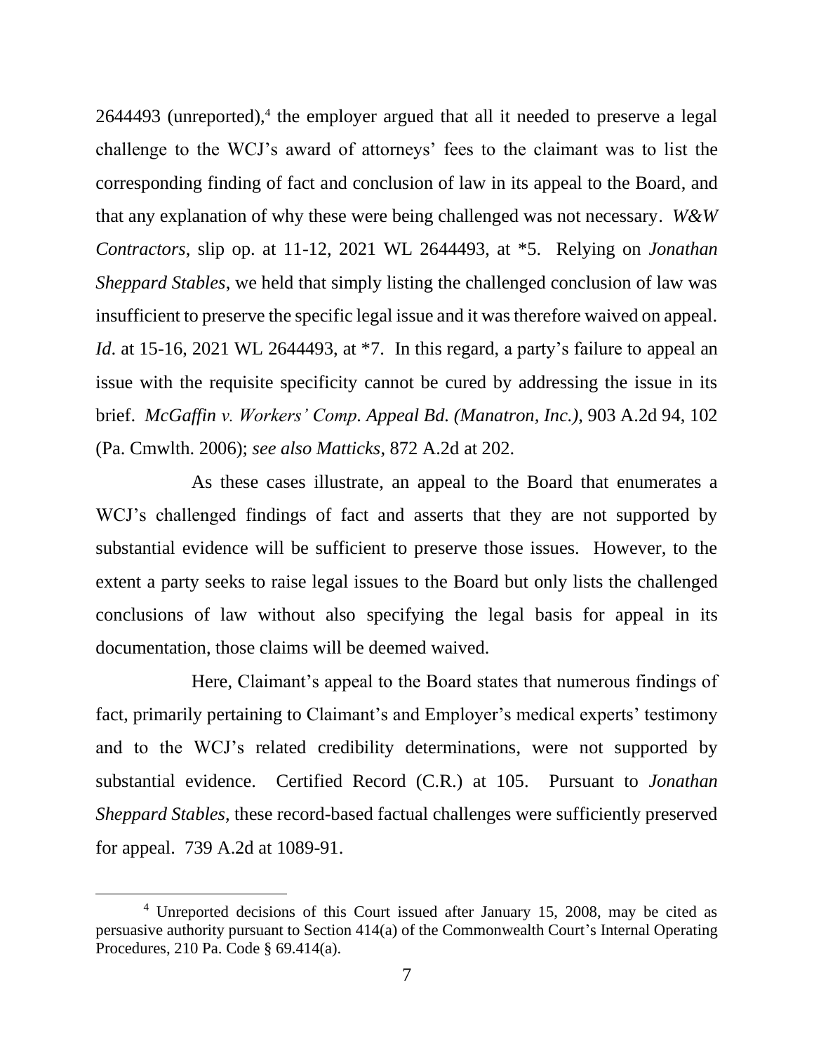2644493 (unreported),[4] the employer argued that all it needed to preserve a legal challenge to the WCJ's award of attorneys' fees to the claimant was to list the corresponding finding of fact and conclusion of law in its appeal to the Board, and that any explanation of why these were being challenged was not necessary. *W&W Contractors*, slip op. at 11-12, 2021 WL 2644493, at *5. Relying on *Jonathan Sheppard Stables*, we held that simply listing the challenged conclusion of law was insufficient to preserve the specific legal issue and it was therefore waived on appeal. *Id*. at 15-16, 2021 WL 2644493, at *7. In this regard, a party's failure to appeal an issue with the requisite specificity cannot be cured by addressing the issue in its brief. *McGaffin v. Workers' Comp. Appeal Bd. (Manatron, Inc.)*, 903 A.2d 94, 102 (Pa. Cmwlth. 2006); *see also Matticks*, 872 A.2d at 202.

As these cases illustrate, an appeal to the Board that enumerates a WCJ's challenged findings of fact and asserts that they are not supported by substantial evidence will be sufficient to preserve those issues. However, to the extent a party seeks to raise legal issues to the Board but only lists the challenged conclusions of law without also specifying the legal basis for appeal in its documentation, those claims will be deemed waived.

Here, Claimant's appeal to the Board states that numerous findings of fact, primarily pertaining to Claimant's and Employer's medical experts' testimony and to the WCJ's related credibility determinations, were not supported by substantial evidence. Certified Record (C.R.) at 105. Pursuant to *Jonathan Sheppard Stables*, these record-based factual challenges were sufficiently preserved for appeal. 739 A.2d at 1089-91.

---

[4] Unreported decisions of this Court issued after January 15, 2008, may be cited as persuasive authority pursuant to Section 414(a) of the Commonwealth Court's Internal Operating Procedures, 210 Pa. Code § 69.414(a).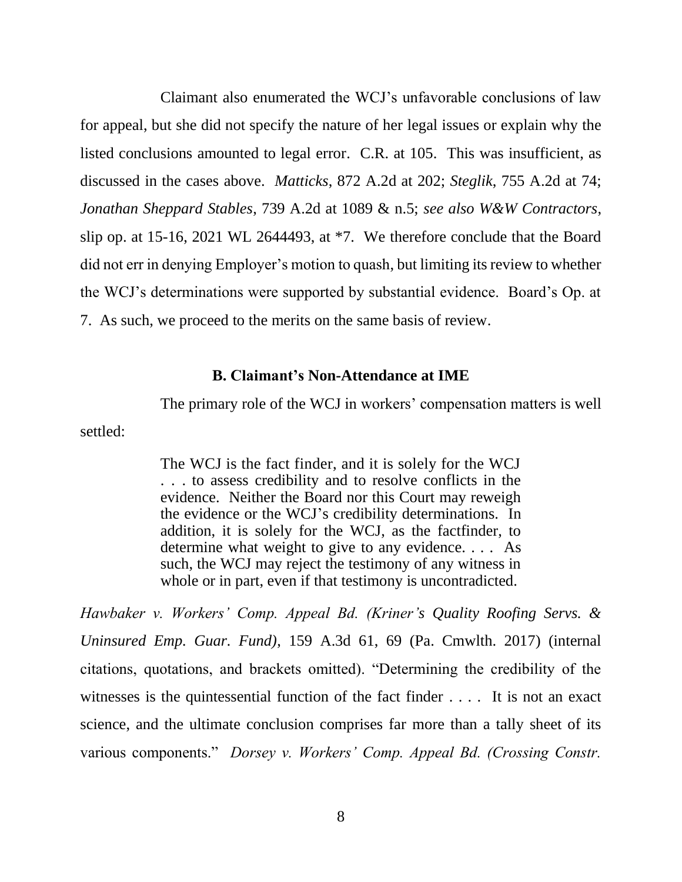Claimant also enumerated the WCJ's unfavorable conclusions of law for appeal, but she did not specify the nature of her legal issues or explain why the listed conclusions amounted to legal error. C.R. at 105. This was insufficient, as discussed in the cases above. *Matticks*, 872 A.2d at 202; *Steglik*, 755 A.2d at 74; *Jonathan Sheppard Stables*, 739 A.2d at 1089 & n.5; *see also W&W Contractors*, slip op. at 15-16, 2021 WL 2644493, at *7. We therefore conclude that the Board did not err in denying Employer's motion to quash, but limiting its review to whether the WCJ's determinations were supported by substantial evidence. Board's Op. at 7. As such, we proceed to the merits on the same basis of review.

### B. Claimant's Non-Attendance at IME

The primary role of the WCJ in workers' compensation matters is well settled:

> The WCJ is the fact finder, and it is solely for the WCJ . . . to assess credibility and to resolve conflicts in the evidence. Neither the Board nor this Court may reweigh the evidence or the WCJ's credibility determinations. In addition, it is solely for the WCJ, as the factfinder, to determine what weight to give to any evidence. . . . As such, the WCJ may reject the testimony of any witness in whole or in part, even if that testimony is uncontradicted.

*Hawbaker v. Workers' Comp. Appeal Bd. (Kriner's Quality Roofing Servs. & Uninsured Emp. Guar. Fund)*, 159 A.3d 61, 69 (Pa. Cmwlth. 2017) (internal citations, quotations, and brackets omitted). "Determining the credibility of the witnesses is the quintessential function of the fact finder . . . . It is not an exact science, and the ultimate conclusion comprises far more than a tally sheet of its various components." *Dorsey v. Workers' Comp. Appeal Bd. (Crossing Constr.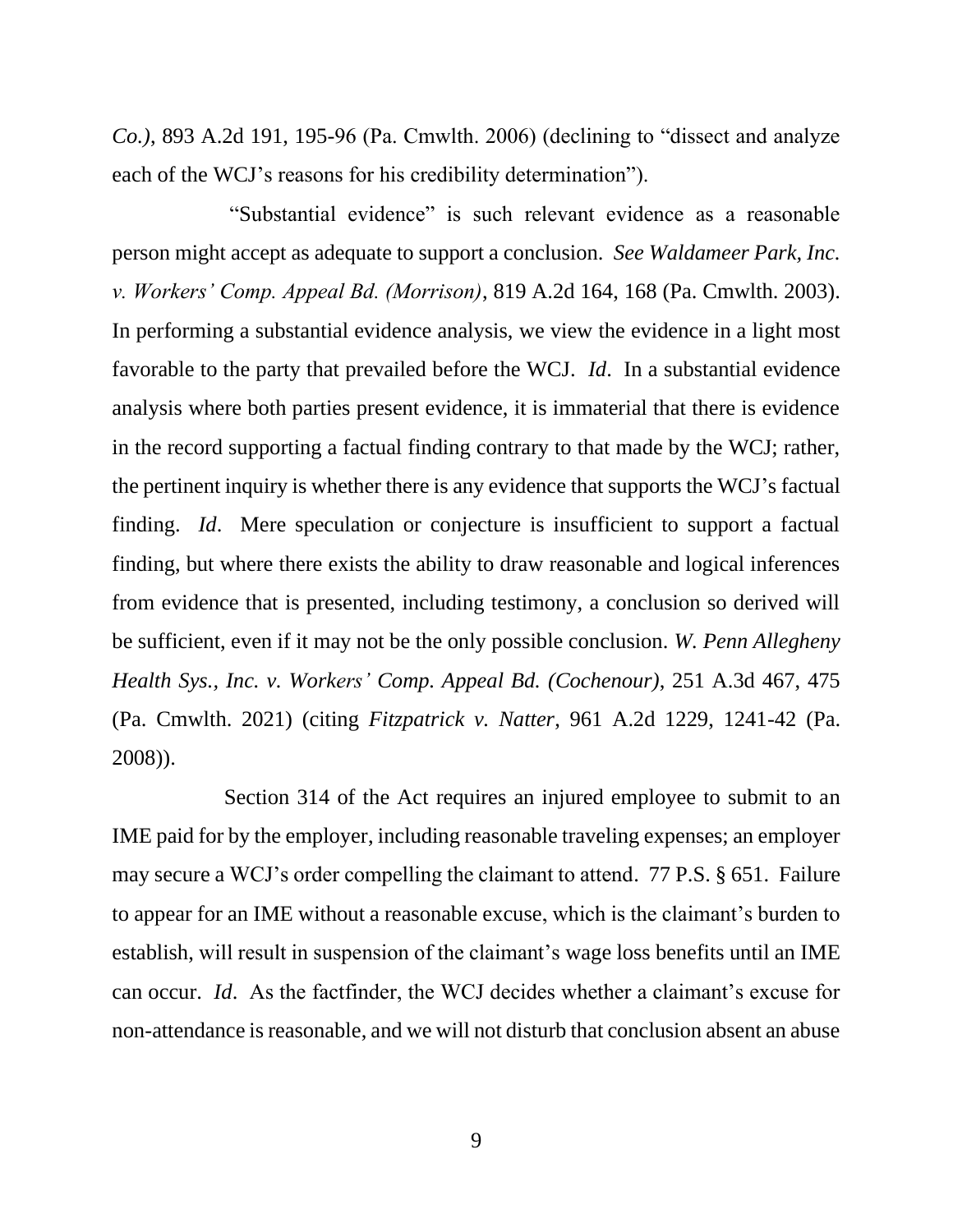*Co.)*, 893 A.2d 191, 195-96 (Pa. Cmwlth. 2006) (declining to "dissect and analyze each of the WCJ's reasons for his credibility determination").

"Substantial evidence" is such relevant evidence as a reasonable person might accept as adequate to support a conclusion. *See Waldameer Park, Inc. v. Workers' Comp. Appeal Bd. (Morrison)*, 819 A.2d 164, 168 (Pa. Cmwlth. 2003). In performing a substantial evidence analysis, we view the evidence in a light most favorable to the party that prevailed before the WCJ. *Id*. In a substantial evidence analysis where both parties present evidence, it is immaterial that there is evidence in the record supporting a factual finding contrary to that made by the WCJ; rather, the pertinent inquiry is whether there is any evidence that supports the WCJ's factual finding. *Id*. Mere speculation or conjecture is insufficient to support a factual finding, but where there exists the ability to draw reasonable and logical inferences from evidence that is presented, including testimony, a conclusion so derived will be sufficient, even if it may not be the only possible conclusion. *W. Penn Allegheny Health Sys., Inc. v. Workers' Comp. Appeal Bd. (Cochenour)*, 251 A.3d 467, 475 (Pa. Cmwlth. 2021) (citing *Fitzpatrick v. Natter*, 961 A.2d 1229, 1241-42 (Pa. 2008)).

Section 314 of the Act requires an injured employee to submit to an IME paid for by the employer, including reasonable traveling expenses; an employer may secure a WCJ's order compelling the claimant to attend. 77 P.S. § 651. Failure to appear for an IME without a reasonable excuse, which is the claimant's burden to establish, will result in suspension of the claimant's wage loss benefits until an IME can occur. *Id*. As the factfinder, the WCJ decides whether a claimant's excuse for non-attendance is reasonable, and we will not disturb that conclusion absent an abuse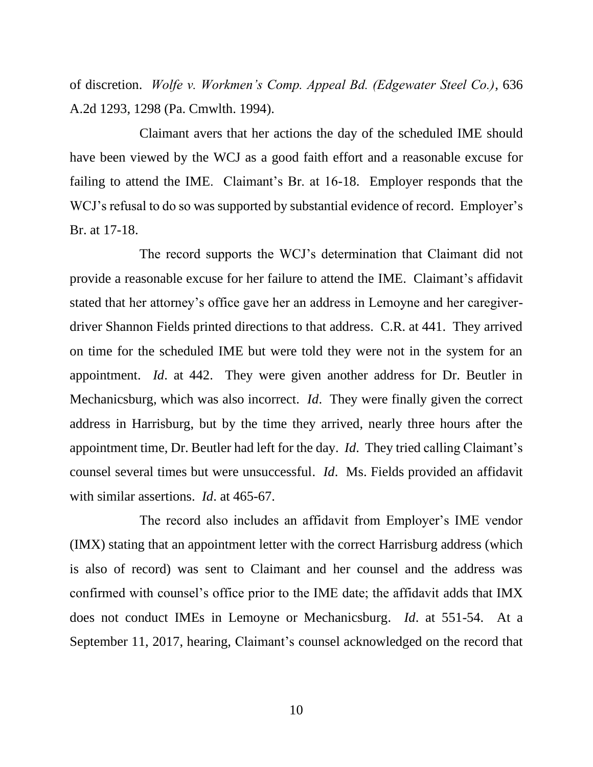of discretion. *Wolfe v. Workmen's Comp. Appeal Bd. (Edgewater Steel Co.)*, 636 A.2d 1293, 1298 (Pa. Cmwlth. 1994).

Claimant avers that her actions the day of the scheduled IME should have been viewed by the WCJ as a good faith effort and a reasonable excuse for failing to attend the IME. Claimant's Br. at 16-18. Employer responds that the WCJ's refusal to do so was supported by substantial evidence of record. Employer's Br. at 17-18.

The record supports the WCJ's determination that Claimant did not provide a reasonable excuse for her failure to attend the IME. Claimant's affidavit stated that her attorney's office gave her an address in Lemoyne and her caregiver-driver Shannon Fields printed directions to that address. C.R. at 441. They arrived on time for the scheduled IME but were told they were not in the system for an appointment. *Id*. at 442. They were given another address for Dr. Beutler in Mechanicsburg, which was also incorrect. *Id*. They were finally given the correct address in Harrisburg, but by the time they arrived, nearly three hours after the appointment time, Dr. Beutler had left for the day. *Id*. They tried calling Claimant's counsel several times but were unsuccessful. *Id*. Ms. Fields provided an affidavit with similar assertions. *Id*. at 465-67.

The record also includes an affidavit from Employer's IME vendor (IMX) stating that an appointment letter with the correct Harrisburg address (which is also of record) was sent to Claimant and her counsel and the address was confirmed with counsel's office prior to the IME date; the affidavit adds that IMX does not conduct IMEs in Lemoyne or Mechanicsburg. *Id*. at 551-54. At a September 11, 2017, hearing, Claimant's counsel acknowledged on the record that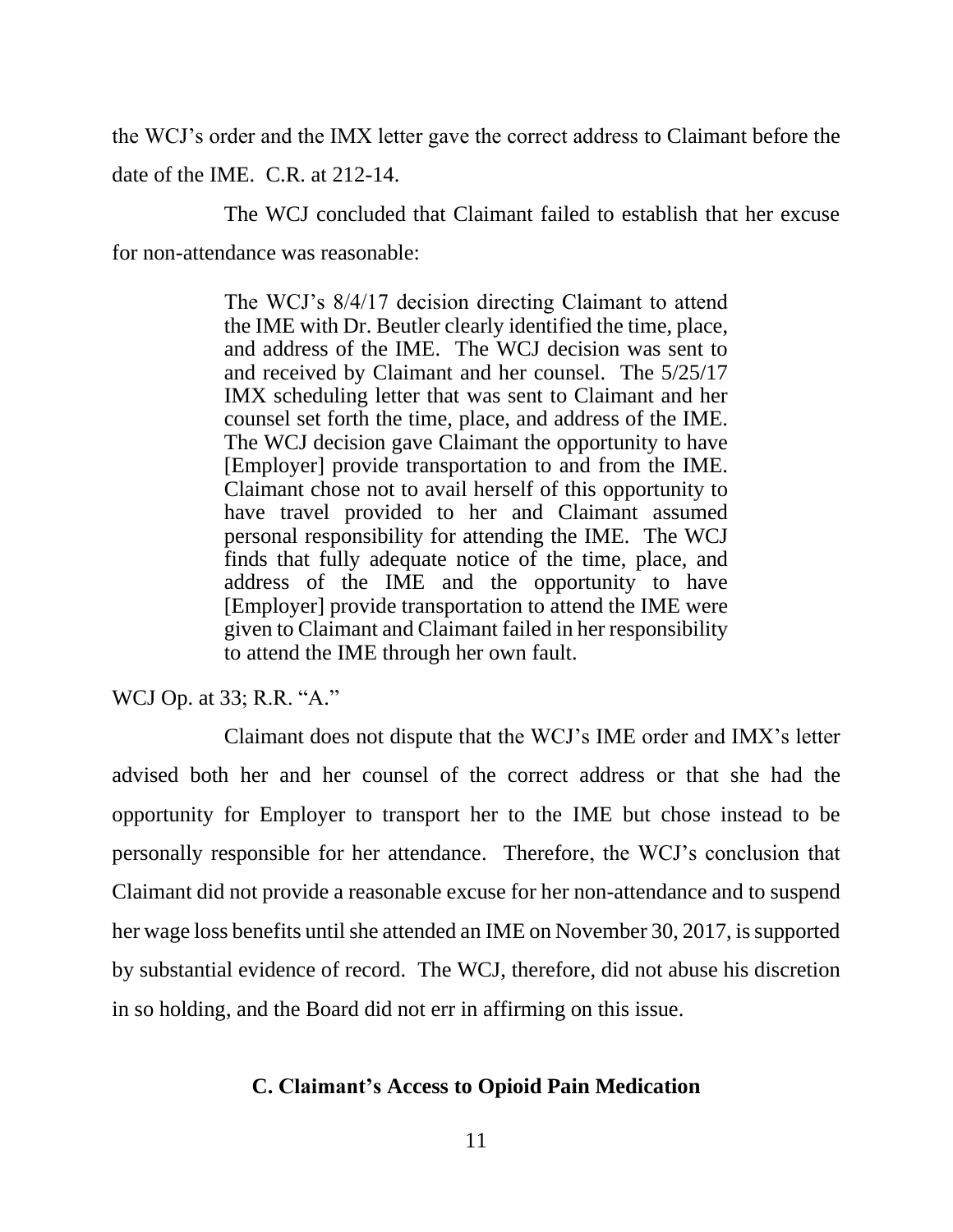the WCJ's order and the IMX letter gave the correct address to Claimant before the date of the IME. C.R. at 212-14.

The WCJ concluded that Claimant failed to establish that her excuse for non-attendance was reasonable:

> The WCJ's 8/4/17 decision directing Claimant to attend the IME with Dr. Beutler clearly identified the time, place, and address of the IME. The WCJ decision was sent to and received by Claimant and her counsel. The 5/25/17 IMX scheduling letter that was sent to Claimant and her counsel set forth the time, place, and address of the IME. The WCJ decision gave Claimant the opportunity to have [Employer] provide transportation to and from the IME. Claimant chose not to avail herself of this opportunity to have travel provided to her and Claimant assumed personal responsibility for attending the IME. The WCJ finds that fully adequate notice of the time, place, and address of the IME and the opportunity to have [Employer] provide transportation to attend the IME were given to Claimant and Claimant failed in her responsibility to attend the IME through her own fault.

WCJ Op. at 33; R.R. "A."

Claimant does not dispute that the WCJ's IME order and IMX's letter advised both her and her counsel of the correct address or that she had the opportunity for Employer to transport her to the IME but chose instead to be personally responsible for her attendance. Therefore, the WCJ's conclusion that Claimant did not provide a reasonable excuse for her non-attendance and to suspend her wage loss benefits until she attended an IME on November 30, 2017, is supported by substantial evidence of record. The WCJ, therefore, did not abuse his discretion in so holding, and the Board did not err in affirming on this issue.

### C. Claimant's Access to Opioid Pain Medication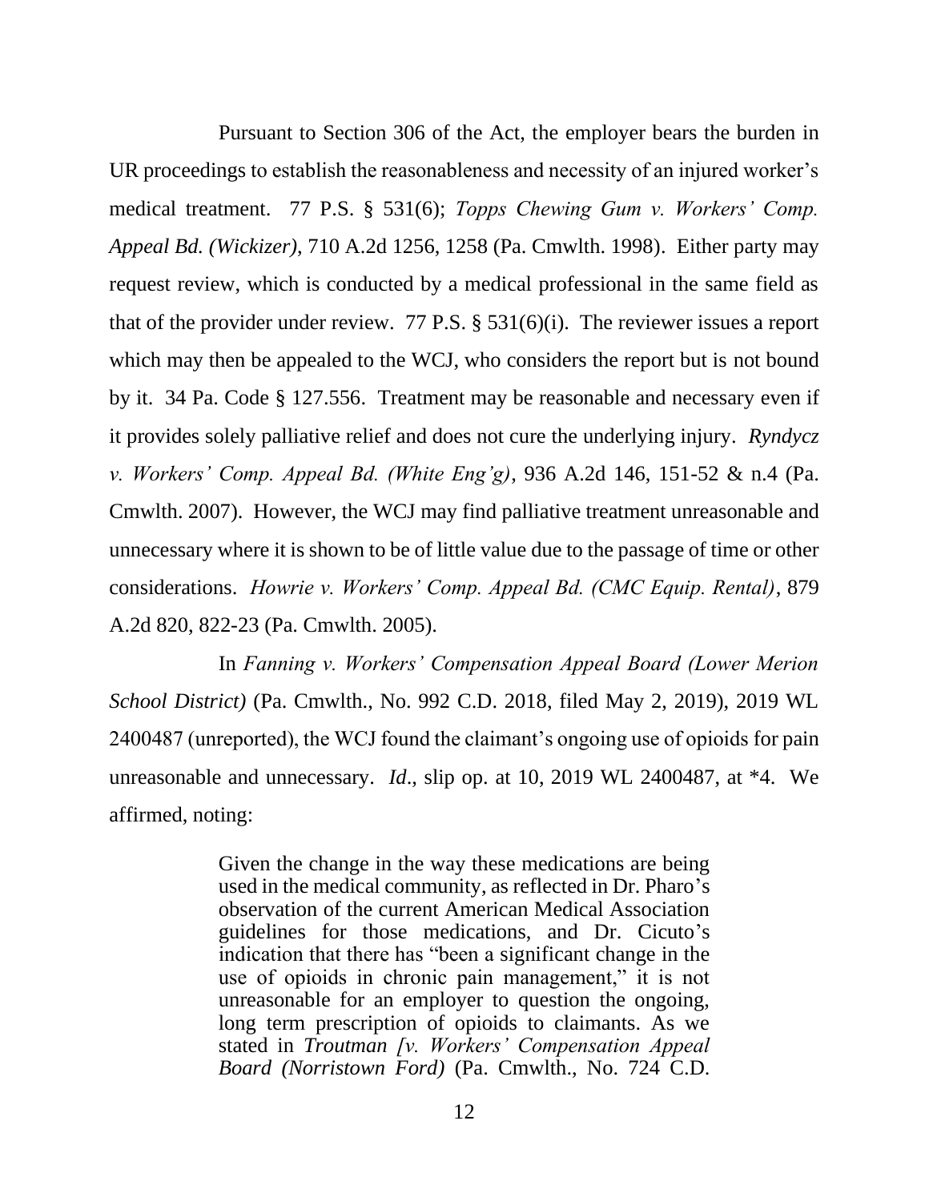Pursuant to Section 306 of the Act, the employer bears the burden in UR proceedings to establish the reasonableness and necessity of an injured worker's medical treatment. 77 P.S. § 531(6); *Topps Chewing Gum v. Workers' Comp. Appeal Bd. (Wickizer)*, 710 A.2d 1256, 1258 (Pa. Cmwlth. 1998). Either party may request review, which is conducted by a medical professional in the same field as that of the provider under review. 77 P.S. § 531(6)(i). The reviewer issues a report which may then be appealed to the WCJ, who considers the report but is not bound by it. 34 Pa. Code § 127.556. Treatment may be reasonable and necessary even if it provides solely palliative relief and does not cure the underlying injury. *Ryndycz v. Workers' Comp. Appeal Bd. (White Eng'g)*, 936 A.2d 146, 151-52 & n.4 (Pa. Cmwlth. 2007). However, the WCJ may find palliative treatment unreasonable and unnecessary where it is shown to be of little value due to the passage of time or other considerations. *Howrie v. Workers' Comp. Appeal Bd. (CMC Equip. Rental)*, 879 A.2d 820, 822-23 (Pa. Cmwlth. 2005).

In *Fanning v. Workers' Compensation Appeal Board (Lower Merion School District)* (Pa. Cmwlth., No. 992 C.D. 2018, filed May 2, 2019), 2019 WL 2400487 (unreported), the WCJ found the claimant's ongoing use of opioids for pain unreasonable and unnecessary. *Id*., slip op. at 10, 2019 WL 2400487, at *4. We affirmed, noting:

> Given the change in the way these medications are being used in the medical community, as reflected in Dr. Pharo's observation of the current American Medical Association guidelines for those medications, and Dr. Cicuto's indication that there has "been a significant change in the use of opioids in chronic pain management," it is not unreasonable for an employer to question the ongoing, long term prescription of opioids to claimants. As we stated in *Troutman [v. Workers' Compensation Appeal Board (Norristown Ford)* (Pa. Cmwlth., No. 724 C.D.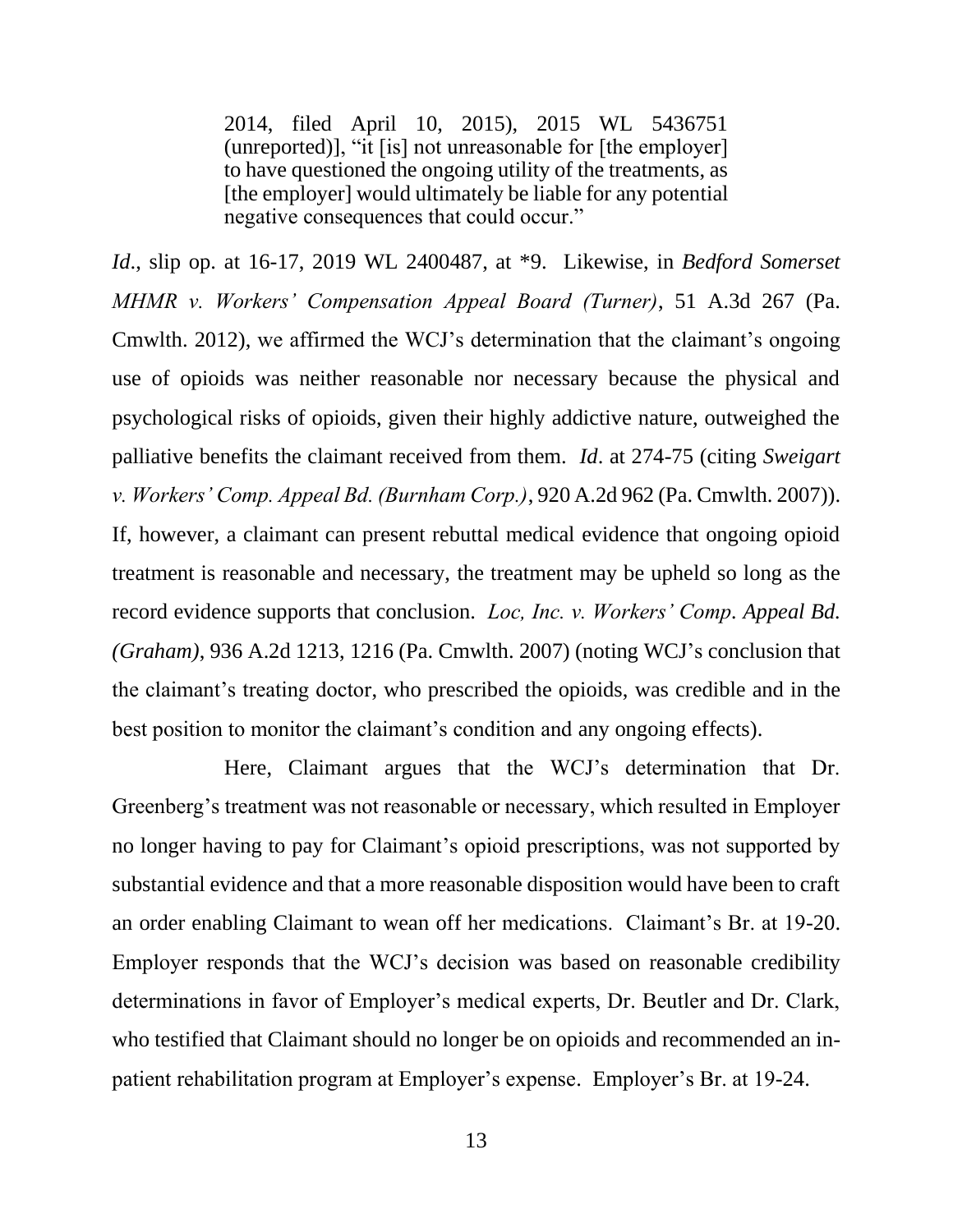> 2014, filed April 10, 2015), 2015 WL 5436751 (unreported)], "it [is] not unreasonable for [the employer] to have questioned the ongoing utility of the treatments, as [the employer] would ultimately be liable for any potential negative consequences that could occur."

*Id*., slip op. at 16-17, 2019 WL 2400487, at *9. Likewise, in *Bedford Somerset MHMR v. Workers' Compensation Appeal Board (Turner)*, 51 A.3d 267 (Pa. Cmwlth. 2012), we affirmed the WCJ's determination that the claimant's ongoing use of opioids was neither reasonable nor necessary because the physical and psychological risks of opioids, given their highly addictive nature, outweighed the palliative benefits the claimant received from them. *Id*. at 274-75 (citing *Sweigart v. Workers' Comp. Appeal Bd. (Burnham Corp.)*, 920 A.2d 962 (Pa. Cmwlth. 2007)). If, however, a claimant can present rebuttal medical evidence that ongoing opioid treatment is reasonable and necessary, the treatment may be upheld so long as the record evidence supports that conclusion. *Loc, Inc. v. Workers' Comp. Appeal Bd. (Graham)*, 936 A.2d 1213, 1216 (Pa. Cmwlth. 2007) (noting WCJ's conclusion that the claimant's treating doctor, who prescribed the opioids, was credible and in the best position to monitor the claimant's condition and any ongoing effects).

Here, Claimant argues that the WCJ's determination that Dr. Greenberg's treatment was not reasonable or necessary, which resulted in Employer no longer having to pay for Claimant's opioid prescriptions, was not supported by substantial evidence and that a more reasonable disposition would have been to craft an order enabling Claimant to wean off her medications. Claimant's Br. at 19-20. Employer responds that the WCJ's decision was based on reasonable credibility determinations in favor of Employer's medical experts, Dr. Beutler and Dr. Clark, who testified that Claimant should no longer be on opioids and recommended an in-patient rehabilitation program at Employer's expense. Employer's Br. at 19-24.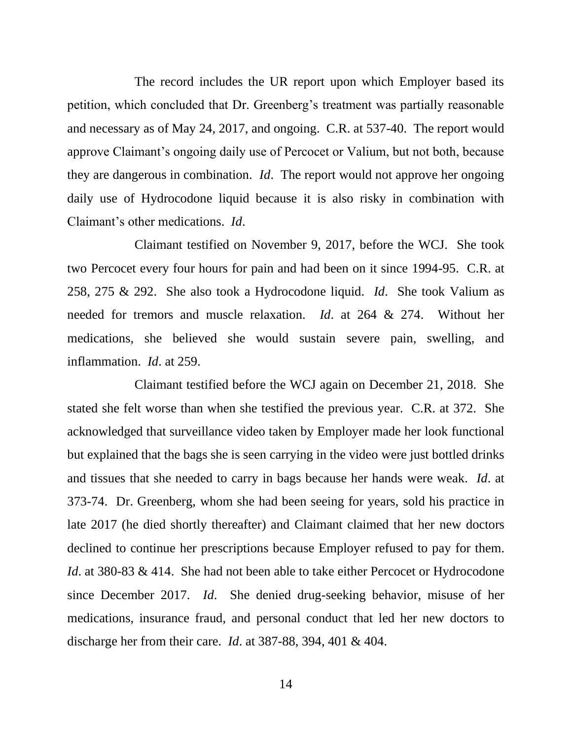The record includes the UR report upon which Employer based its petition, which concluded that Dr. Greenberg's treatment was partially reasonable and necessary as of May 24, 2017, and ongoing. C.R. at 537-40. The report would approve Claimant's ongoing daily use of Percocet or Valium, but not both, because they are dangerous in combination. *Id*. The report would not approve her ongoing daily use of Hydrocodone liquid because it is also risky in combination with Claimant's other medications. *Id*.

Claimant testified on November 9, 2017, before the WCJ. She took two Percocet every four hours for pain and had been on it since 1994-95. C.R. at 258, 275 & 292. She also took a Hydrocodone liquid. *Id*. She took Valium as needed for tremors and muscle relaxation. *Id*. at 264 & 274. Without her medications, she believed she would sustain severe pain, swelling, and inflammation. *Id*. at 259.

Claimant testified before the WCJ again on December 21, 2018. She stated she felt worse than when she testified the previous year. C.R. at 372. She acknowledged that surveillance video taken by Employer made her look functional but explained that the bags she is seen carrying in the video were just bottled drinks and tissues that she needed to carry in bags because her hands were weak. *Id*. at 373-74. Dr. Greenberg, whom she had been seeing for years, sold his practice in late 2017 (he died shortly thereafter) and Claimant claimed that her new doctors declined to continue her prescriptions because Employer refused to pay for them. *Id*. at 380-83 & 414. She had not been able to take either Percocet or Hydrocodone since December 2017. *Id*. She denied drug-seeking behavior, misuse of her medications, insurance fraud, and personal conduct that led her new doctors to discharge her from their care. *Id*. at 387-88, 394, 401 & 404.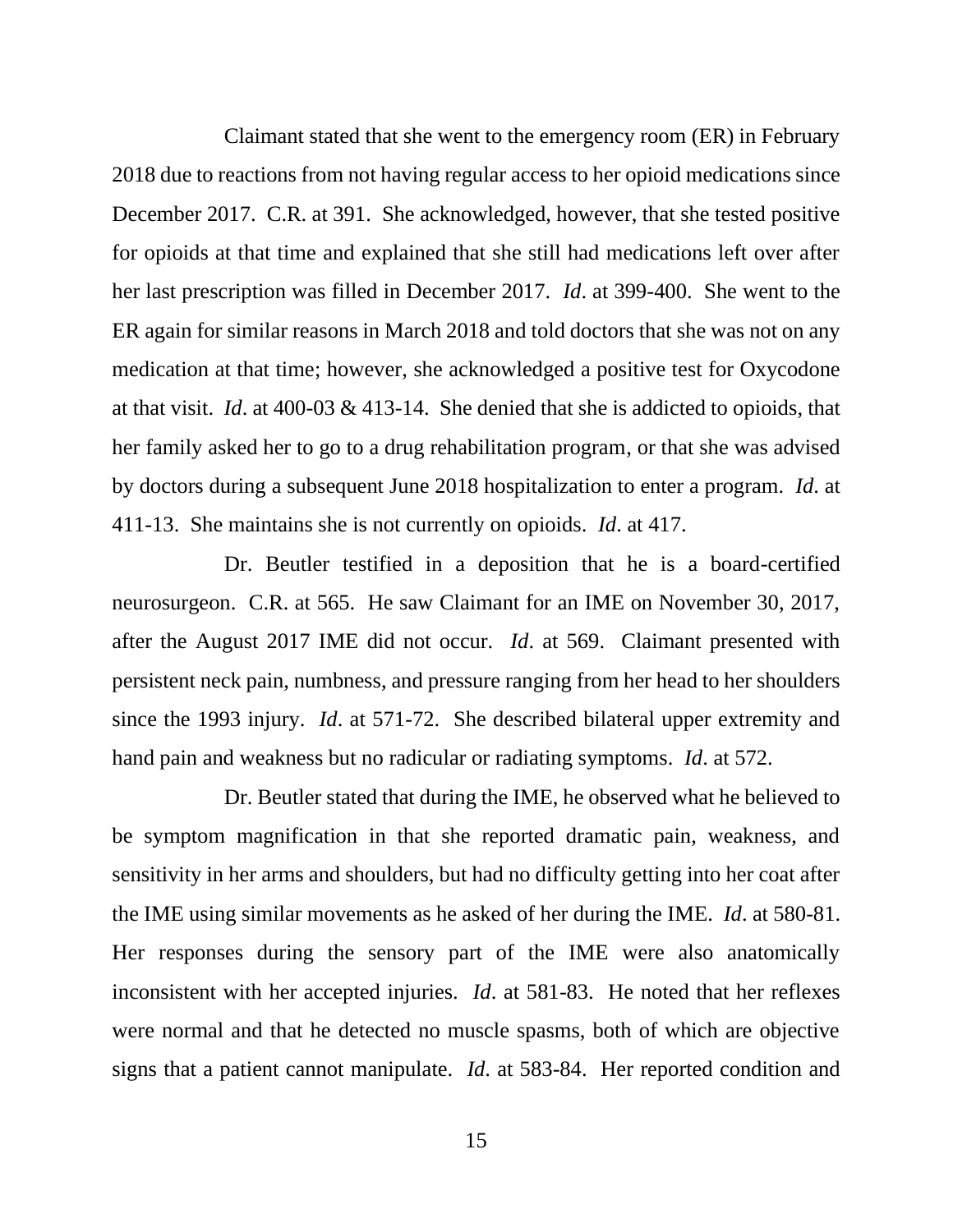Claimant stated that she went to the emergency room (ER) in February 2018 due to reactions from not having regular access to her opioid medications since December 2017. C.R. at 391. She acknowledged, however, that she tested positive for opioids at that time and explained that she still had medications left over after her last prescription was filled in December 2017. *Id*. at 399-400. She went to the ER again for similar reasons in March 2018 and told doctors that she was not on any medication at that time; however, she acknowledged a positive test for Oxycodone at that visit. *Id*. at 400-03 & 413-14. She denied that she is addicted to opioids, that her family asked her to go to a drug rehabilitation program, or that she was advised by doctors during a subsequent June 2018 hospitalization to enter a program. *Id*. at 411-13. She maintains she is not currently on opioids. *Id*. at 417.

Dr. Beutler testified in a deposition that he is a board-certified neurosurgeon. C.R. at 565. He saw Claimant for an IME on November 30, 2017, after the August 2017 IME did not occur. *Id*. at 569. Claimant presented with persistent neck pain, numbness, and pressure ranging from her head to her shoulders since the 1993 injury. *Id*. at 571-72. She described bilateral upper extremity and hand pain and weakness but no radicular or radiating symptoms. *Id*. at 572.

Dr. Beutler stated that during the IME, he observed what he believed to be symptom magnification in that she reported dramatic pain, weakness, and sensitivity in her arms and shoulders, but had no difficulty getting into her coat after the IME using similar movements as he asked of her during the IME. *Id*. at 580-81. Her responses during the sensory part of the IME were also anatomically inconsistent with her accepted injuries. *Id*. at 581-83. He noted that her reflexes were normal and that he detected no muscle spasms, both of which are objective signs that a patient cannot manipulate. *Id*. at 583-84. Her reported condition and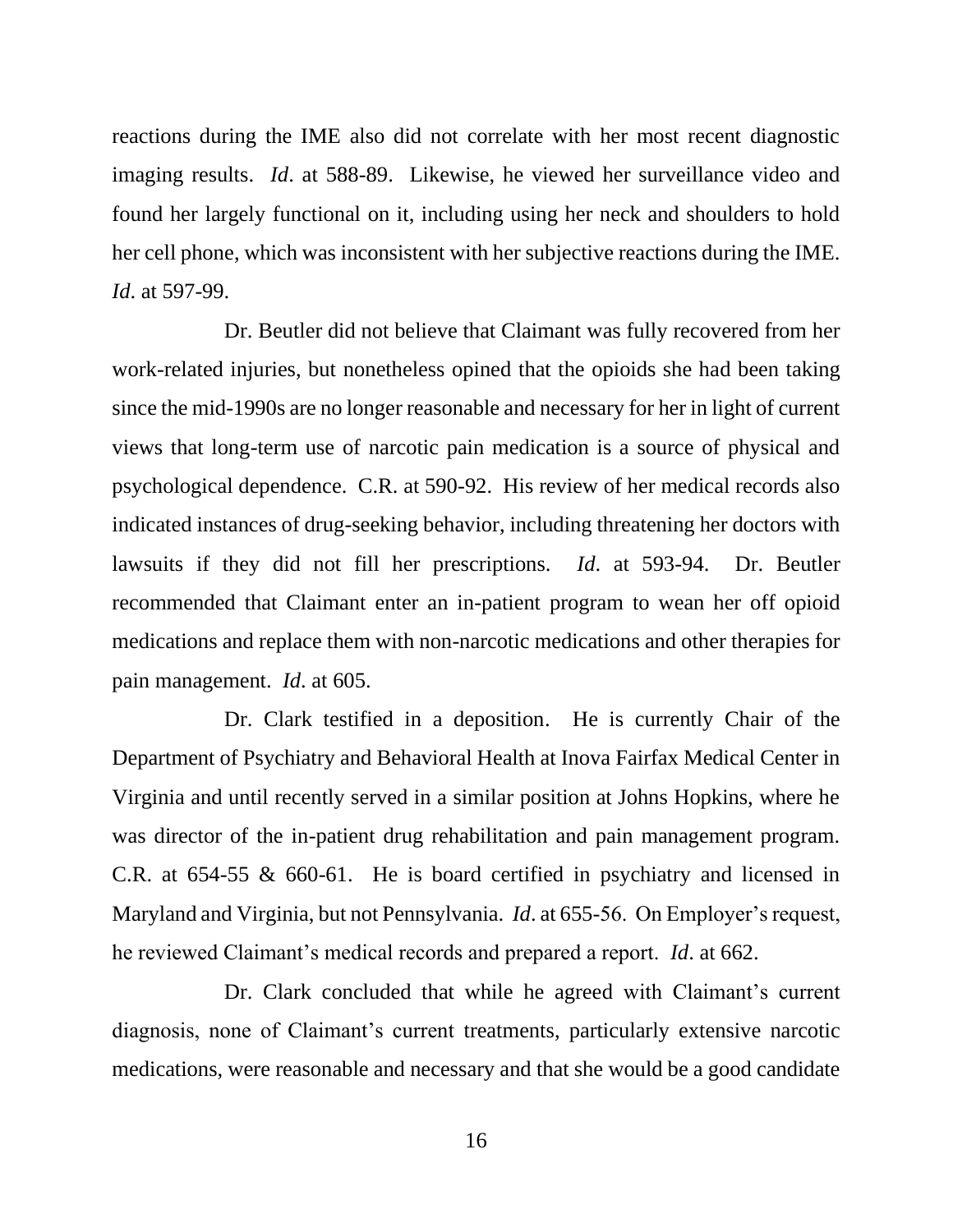reactions during the IME also did not correlate with her most recent diagnostic imaging results. *Id*. at 588-89. Likewise, he viewed her surveillance video and found her largely functional on it, including using her neck and shoulders to hold her cell phone, which was inconsistent with her subjective reactions during the IME. *Id*. at 597-99.

Dr. Beutler did not believe that Claimant was fully recovered from her work-related injuries, but nonetheless opined that the opioids she had been taking since the mid-1990s are no longer reasonable and necessary for her in light of current views that long-term use of narcotic pain medication is a source of physical and psychological dependence. C.R. at 590-92. His review of her medical records also indicated instances of drug-seeking behavior, including threatening her doctors with lawsuits if they did not fill her prescriptions. *Id*. at 593-94. Dr. Beutler recommended that Claimant enter an in-patient program to wean her off opioid medications and replace them with non-narcotic medications and other therapies for pain management. *Id*. at 605.

Dr. Clark testified in a deposition. He is currently Chair of the Department of Psychiatry and Behavioral Health at Inova Fairfax Medical Center in Virginia and until recently served in a similar position at Johns Hopkins, where he was director of the in-patient drug rehabilitation and pain management program. C.R. at 654-55 & 660-61. He is board certified in psychiatry and licensed in Maryland and Virginia, but not Pennsylvania. *Id*. at 655-56. On Employer's request, he reviewed Claimant's medical records and prepared a report. *Id*. at 662.

Dr. Clark concluded that while he agreed with Claimant's current diagnosis, none of Claimant's current treatments, particularly extensive narcotic medications, were reasonable and necessary and that she would be a good candidate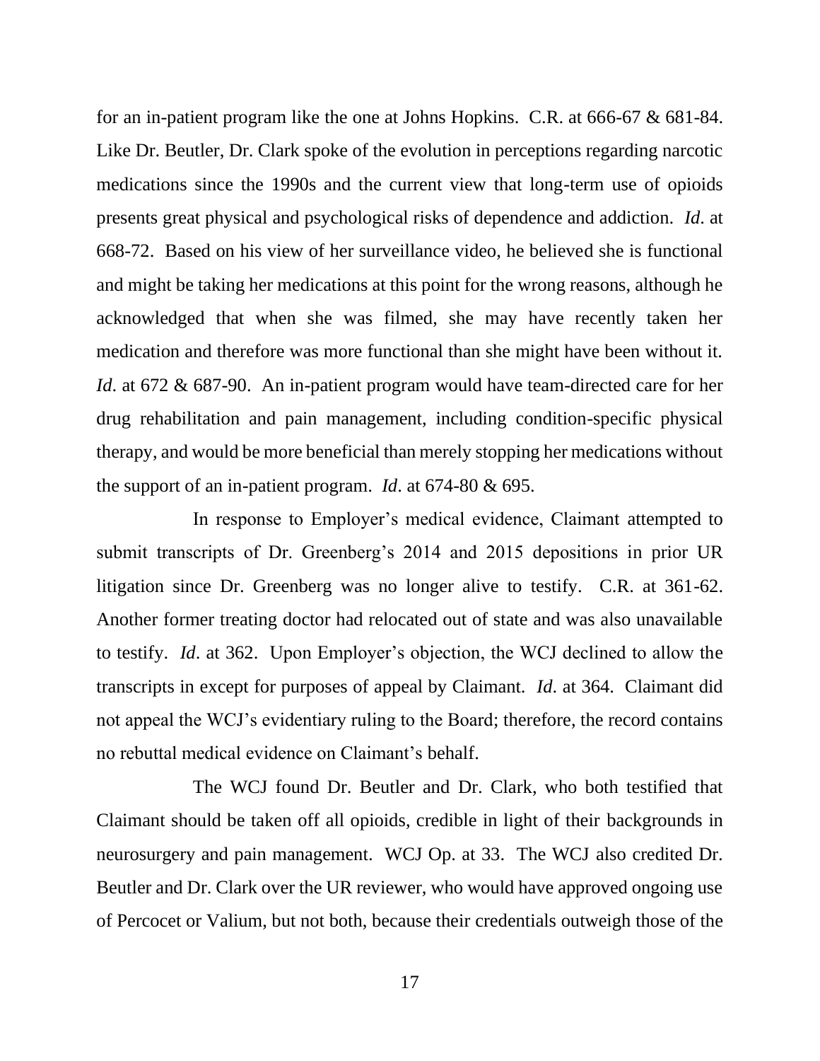for an in-patient program like the one at Johns Hopkins. C.R. at 666-67 & 681-84. Like Dr. Beutler, Dr. Clark spoke of the evolution in perceptions regarding narcotic medications since the 1990s and the current view that long-term use of opioids presents great physical and psychological risks of dependence and addiction. *Id*. at 668-72. Based on his view of her surveillance video, he believed she is functional and might be taking her medications at this point for the wrong reasons, although he acknowledged that when she was filmed, she may have recently taken her medication and therefore was more functional than she might have been without it. *Id*. at 672 & 687-90. An in-patient program would have team-directed care for her drug rehabilitation and pain management, including condition-specific physical therapy, and would be more beneficial than merely stopping her medications without the support of an in-patient program. *Id*. at 674-80 & 695.

In response to Employer's medical evidence, Claimant attempted to submit transcripts of Dr. Greenberg's 2014 and 2015 depositions in prior UR litigation since Dr. Greenberg was no longer alive to testify. C.R. at 361-62. Another former treating doctor had relocated out of state and was also unavailable to testify. *Id*. at 362. Upon Employer's objection, the WCJ declined to allow the transcripts in except for purposes of appeal by Claimant. *Id*. at 364. Claimant did not appeal the WCJ's evidentiary ruling to the Board; therefore, the record contains no rebuttal medical evidence on Claimant's behalf.

The WCJ found Dr. Beutler and Dr. Clark, who both testified that Claimant should be taken off all opioids, credible in light of their backgrounds in neurosurgery and pain management. WCJ Op. at 33. The WCJ also credited Dr. Beutler and Dr. Clark over the UR reviewer, who would have approved ongoing use of Percocet or Valium, but not both, because their credentials outweigh those of the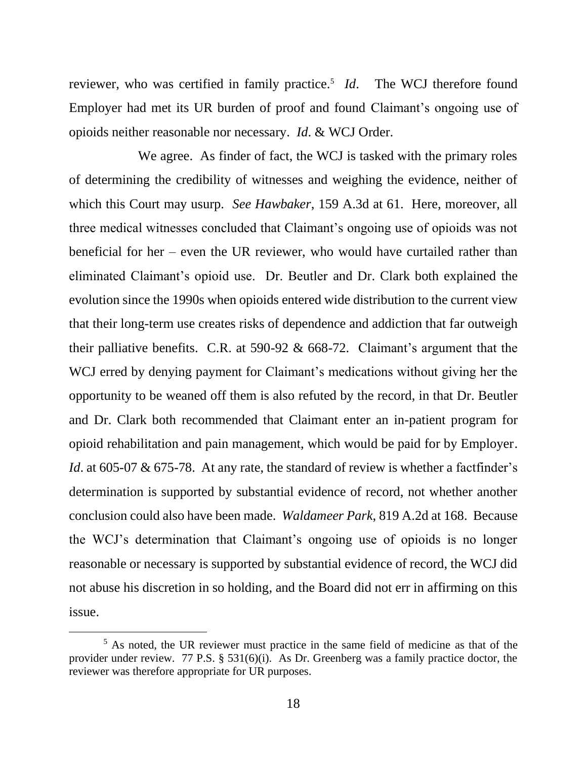reviewer, who was certified in family practice.[5] *Id*. The WCJ therefore found Employer had met its UR burden of proof and found Claimant's ongoing use of opioids neither reasonable nor necessary. *Id*. & WCJ Order.

We agree. As finder of fact, the WCJ is tasked with the primary roles of determining the credibility of witnesses and weighing the evidence, neither of which this Court may usurp. *See Hawbaker*, 159 A.3d at 61. Here, moreover, all three medical witnesses concluded that Claimant's ongoing use of opioids was not beneficial for her – even the UR reviewer, who would have curtailed rather than eliminated Claimant's opioid use. Dr. Beutler and Dr. Clark both explained the evolution since the 1990s when opioids entered wide distribution to the current view that their long-term use creates risks of dependence and addiction that far outweigh their palliative benefits. C.R. at 590-92 & 668-72. Claimant's argument that the WCJ erred by denying payment for Claimant's medications without giving her the opportunity to be weaned off them is also refuted by the record, in that Dr. Beutler and Dr. Clark both recommended that Claimant enter an in-patient program for opioid rehabilitation and pain management, which would be paid for by Employer. *Id*. at 605-07 & 675-78. At any rate, the standard of review is whether a factfinder's determination is supported by substantial evidence of record, not whether another conclusion could also have been made. *Waldameer Park*, 819 A.2d at 168. Because the WCJ's determination that Claimant's ongoing use of opioids is no longer reasonable or necessary is supported by substantial evidence of record, the WCJ did not abuse his discretion in so holding, and the Board did not err in affirming on this issue.

---

[5] As noted, the UR reviewer must practice in the same field of medicine as that of the provider under review. 77 P.S. § 531(6)(i). As Dr. Greenberg was a family practice doctor, the reviewer was therefore appropriate for UR purposes.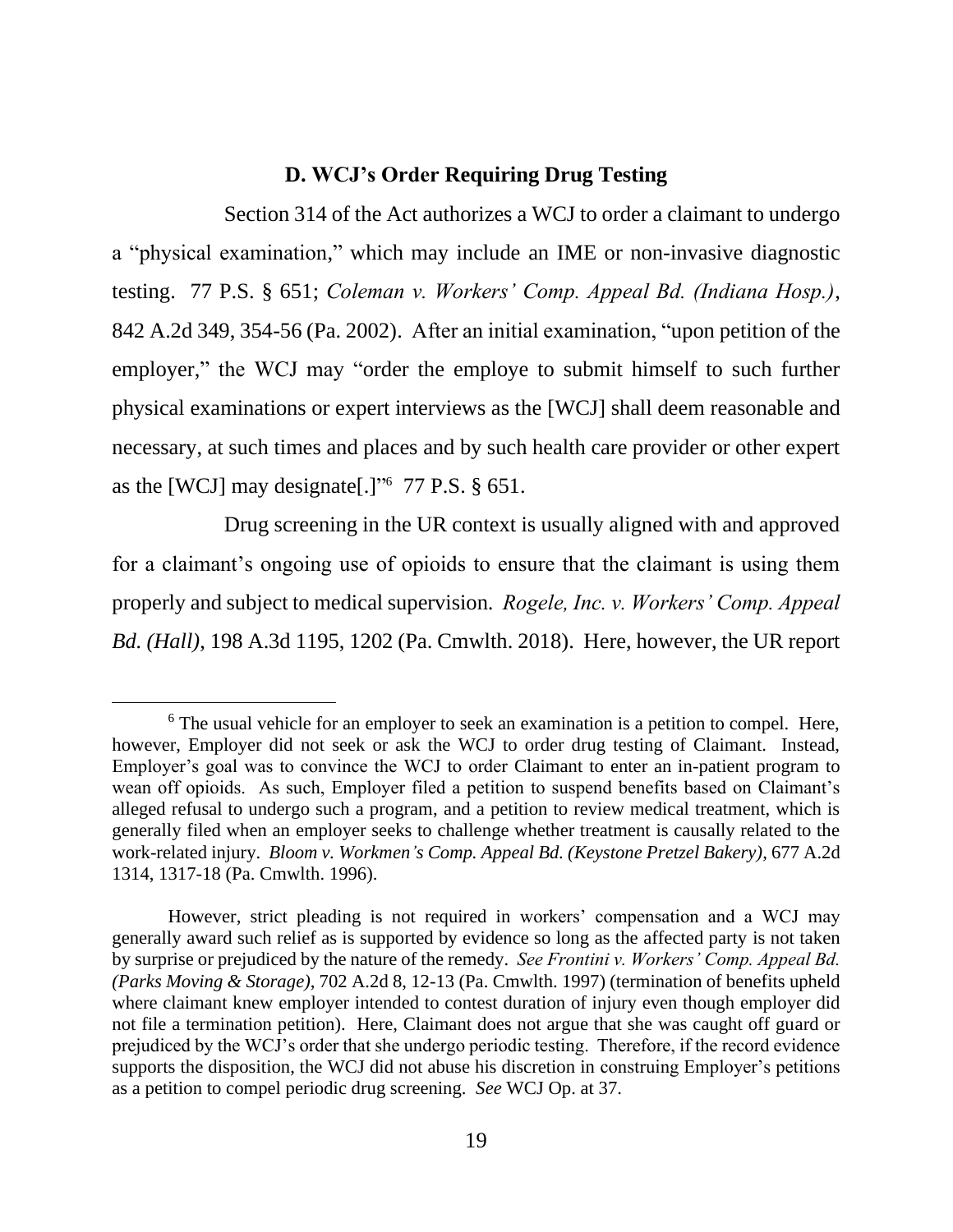### D. WCJ's Order Requiring Drug Testing

Section 314 of the Act authorizes a WCJ to order a claimant to undergo a "physical examination," which may include an IME or non-invasive diagnostic testing. 77 P.S. § 651; *Coleman v. Workers' Comp. Appeal Bd. (Indiana Hosp.)*, 842 A.2d 349, 354-56 (Pa. 2002). After an initial examination, "upon petition of the employer," the WCJ may "order the employe to submit himself to such further physical examinations or expert interviews as the [WCJ] shall deem reasonable and necessary, at such times and places and by such health care provider or other expert as the [WCJ] may designate[.]"[6] 77 P.S. § 651.

Drug screening in the UR context is usually aligned with and approved for a claimant's ongoing use of opioids to ensure that the claimant is using them properly and subject to medical supervision. *Rogele, Inc. v. Workers' Comp. Appeal Bd. (Hall)*, 198 A.3d 1195, 1202 (Pa. Cmwlth. 2018). Here, however, the UR report

---

[6] The usual vehicle for an employer to seek an examination is a petition to compel. Here, however, Employer did not seek or ask the WCJ to order drug testing of Claimant. Instead, Employer's goal was to convince the WCJ to order Claimant to enter an in-patient program to wean off opioids. As such, Employer filed a petition to suspend benefits based on Claimant's alleged refusal to undergo such a program, and a petition to review medical treatment, which is generally filed when an employer seeks to challenge whether treatment is causally related to the work-related injury. *Bloom v. Workmen's Comp. Appeal Bd. (Keystone Pretzel Bakery)*, 677 A.2d 1314, 1317-18 (Pa. Cmwlth. 1996).

However, strict pleading is not required in workers' compensation and a WCJ may generally award such relief as is supported by evidence so long as the affected party is not taken by surprise or prejudiced by the nature of the remedy. *See Frontini v. Workers' Comp. Appeal Bd. (Parks Moving & Storage)*, 702 A.2d 8, 12-13 (Pa. Cmwlth. 1997) (termination of benefits upheld where claimant knew employer intended to contest duration of injury even though employer did not file a termination petition). Here, Claimant does not argue that she was caught off guard or prejudiced by the WCJ's order that she undergo periodic testing. Therefore, if the record evidence supports the disposition, the WCJ did not abuse his discretion in construing Employer's petitions as a petition to compel periodic drug screening. *See* WCJ Op. at 37.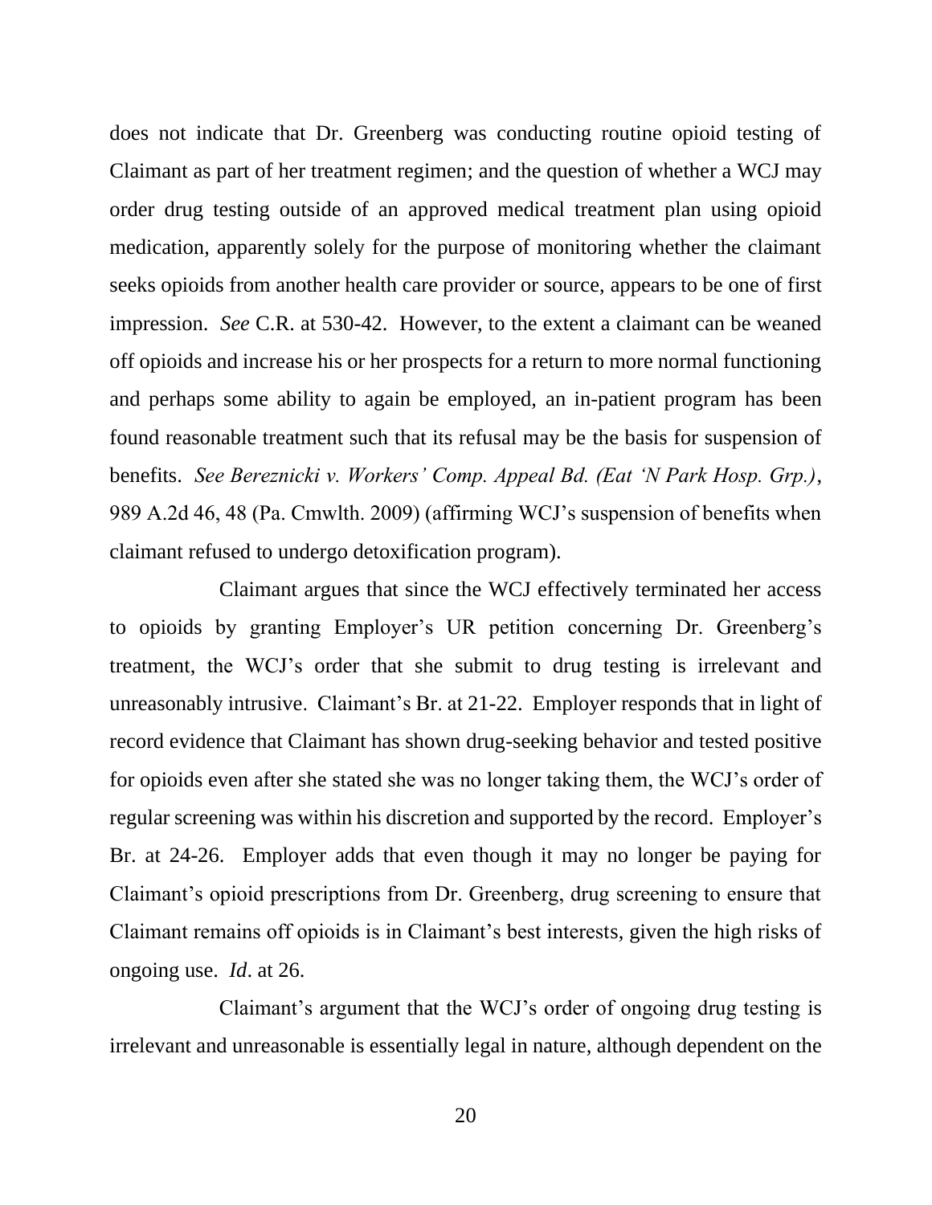does not indicate that Dr. Greenberg was conducting routine opioid testing of Claimant as part of her treatment regimen; and the question of whether a WCJ may order drug testing outside of an approved medical treatment plan using opioid medication, apparently solely for the purpose of monitoring whether the claimant seeks opioids from another health care provider or source, appears to be one of first impression. *See* C.R. at 530-42. However, to the extent a claimant can be weaned off opioids and increase his or her prospects for a return to more normal functioning and perhaps some ability to again be employed, an in-patient program has been found reasonable treatment such that its refusal may be the basis for suspension of benefits. *See Bereznicki v. Workers' Comp. Appeal Bd. (Eat 'N Park Hosp. Grp.)*, 989 A.2d 46, 48 (Pa. Cmwlth. 2009) (affirming WCJ's suspension of benefits when claimant refused to undergo detoxification program).

Claimant argues that since the WCJ effectively terminated her access to opioids by granting Employer's UR petition concerning Dr. Greenberg's treatment, the WCJ's order that she submit to drug testing is irrelevant and unreasonably intrusive. Claimant's Br. at 21-22. Employer responds that in light of record evidence that Claimant has shown drug-seeking behavior and tested positive for opioids even after she stated she was no longer taking them, the WCJ's order of regular screening was within his discretion and supported by the record. Employer's Br. at 24-26. Employer adds that even though it may no longer be paying for Claimant's opioid prescriptions from Dr. Greenberg, drug screening to ensure that Claimant remains off opioids is in Claimant's best interests, given the high risks of ongoing use. *Id*. at 26.

Claimant's argument that the WCJ's order of ongoing drug testing is irrelevant and unreasonable is essentially legal in nature, although dependent on the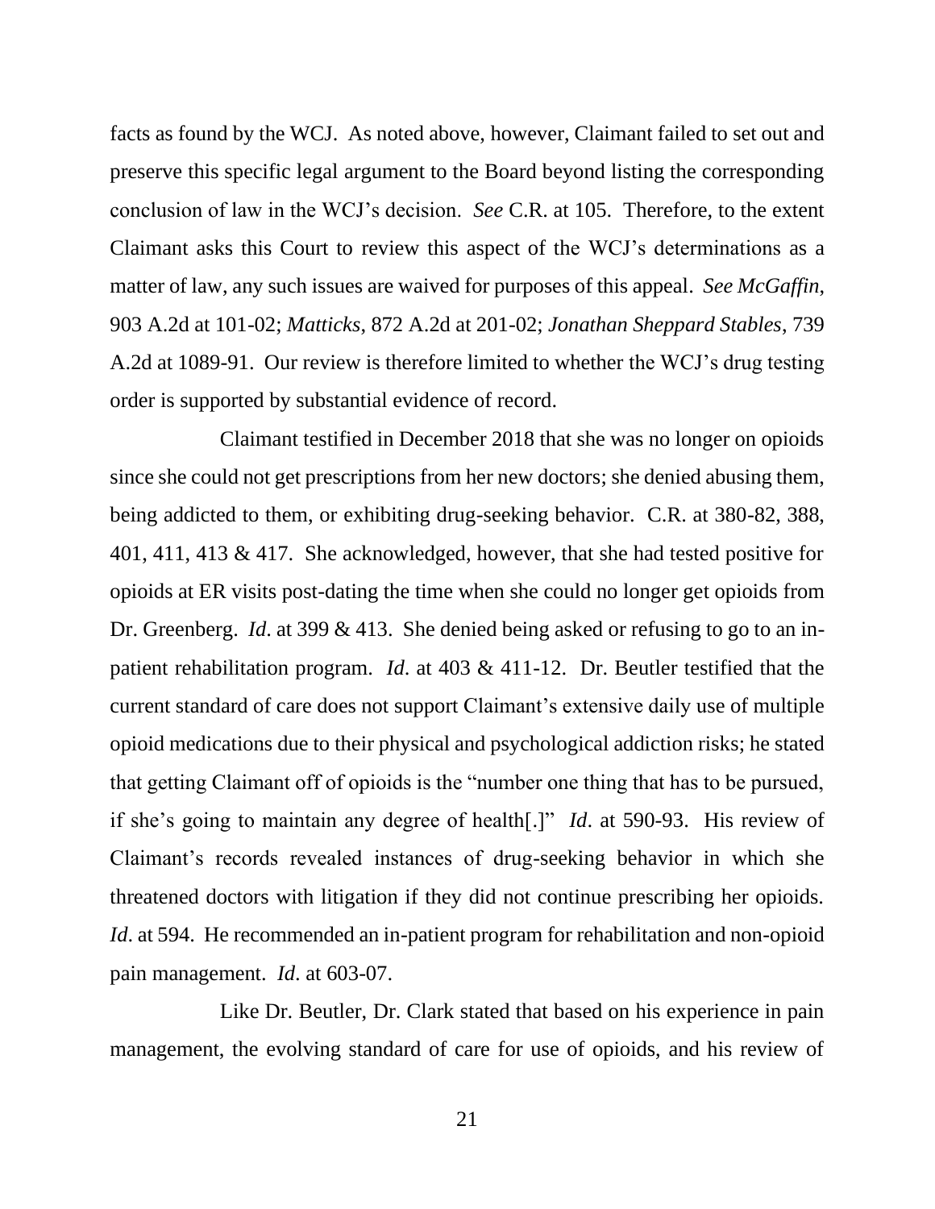facts as found by the WCJ. As noted above, however, Claimant failed to set out and preserve this specific legal argument to the Board beyond listing the corresponding conclusion of law in the WCJ's decision. *See* C.R. at 105. Therefore, to the extent Claimant asks this Court to review this aspect of the WCJ's determinations as a matter of law, any such issues are waived for purposes of this appeal. *See McGaffin*, 903 A.2d at 101-02; *Matticks*, 872 A.2d at 201-02; *Jonathan Sheppard Stables*, 739 A.2d at 1089-91. Our review is therefore limited to whether the WCJ's drug testing order is supported by substantial evidence of record.

Claimant testified in December 2018 that she was no longer on opioids since she could not get prescriptions from her new doctors; she denied abusing them, being addicted to them, or exhibiting drug-seeking behavior. C.R. at 380-82, 388, 401, 411, 413 & 417. She acknowledged, however, that she had tested positive for opioids at ER visits post-dating the time when she could no longer get opioids from Dr. Greenberg. *Id*. at 399 & 413. She denied being asked or refusing to go to an in-patient rehabilitation program. *Id*. at 403 & 411-12. Dr. Beutler testified that the current standard of care does not support Claimant's extensive daily use of multiple opioid medications due to their physical and psychological addiction risks; he stated that getting Claimant off of opioids is the "number one thing that has to be pursued, if she's going to maintain any degree of health[.]" *Id*. at 590-93. His review of Claimant's records revealed instances of drug-seeking behavior in which she threatened doctors with litigation if they did not continue prescribing her opioids. *Id*. at 594. He recommended an in-patient program for rehabilitation and non-opioid pain management. *Id*. at 603-07.

Like Dr. Beutler, Dr. Clark stated that based on his experience in pain management, the evolving standard of care for use of opioids, and his review of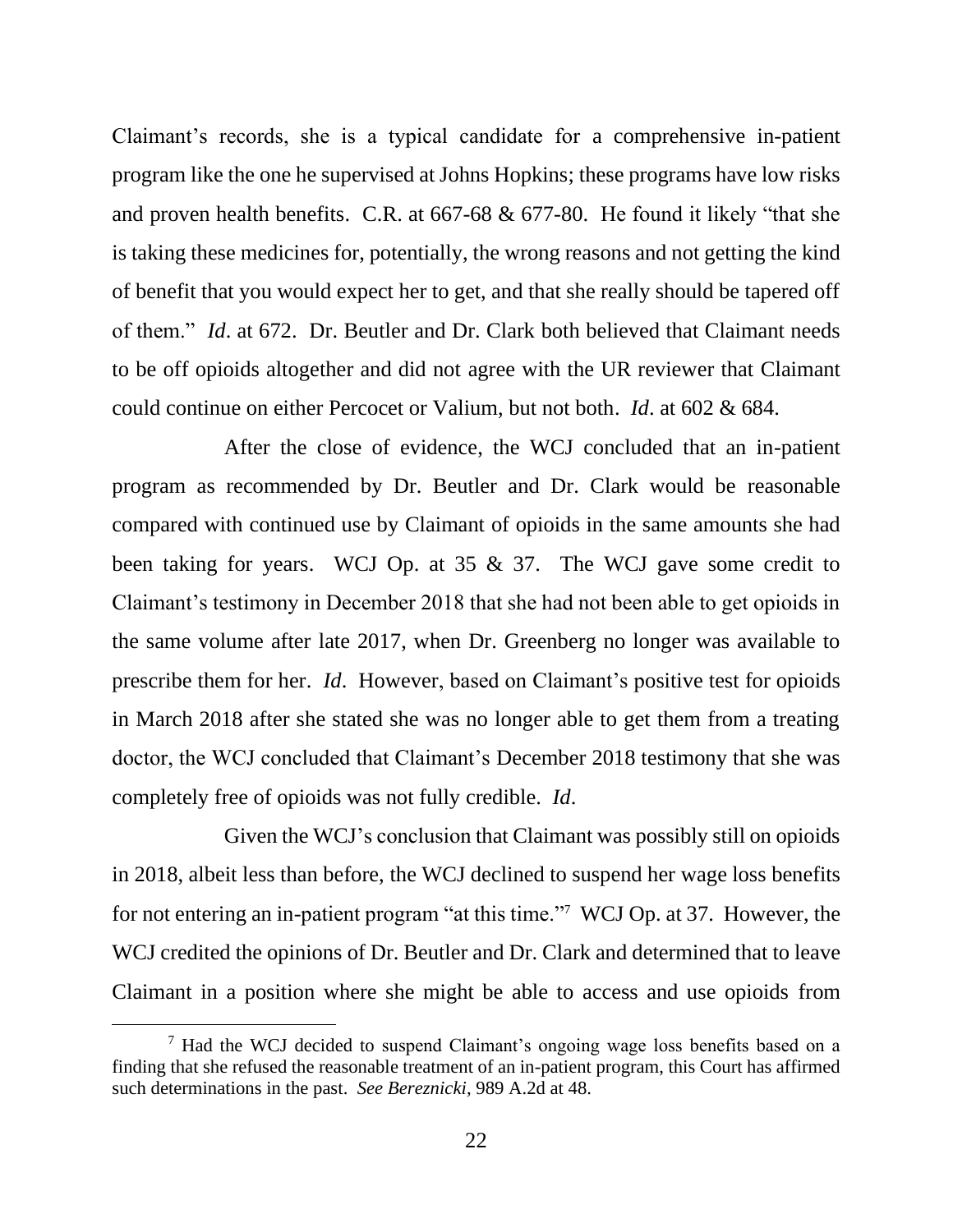Claimant's records, she is a typical candidate for a comprehensive in-patient program like the one he supervised at Johns Hopkins; these programs have low risks and proven health benefits. C.R. at 667-68 & 677-80. He found it likely "that she is taking these medicines for, potentially, the wrong reasons and not getting the kind of benefit that you would expect her to get, and that she really should be tapered off of them." *Id*. at 672. Dr. Beutler and Dr. Clark both believed that Claimant needs to be off opioids altogether and did not agree with the UR reviewer that Claimant could continue on either Percocet or Valium, but not both. *Id*. at 602 & 684.

After the close of evidence, the WCJ concluded that an in-patient program as recommended by Dr. Beutler and Dr. Clark would be reasonable compared with continued use by Claimant of opioids in the same amounts she had been taking for years. WCJ Op. at 35 & 37. The WCJ gave some credit to Claimant's testimony in December 2018 that she had not been able to get opioids in the same volume after late 2017, when Dr. Greenberg no longer was available to prescribe them for her. *Id*. However, based on Claimant's positive test for opioids in March 2018 after she stated she was no longer able to get them from a treating doctor, the WCJ concluded that Claimant's December 2018 testimony that she was completely free of opioids was not fully credible. *Id*.

Given the WCJ's conclusion that Claimant was possibly still on opioids in 2018, albeit less than before, the WCJ declined to suspend her wage loss benefits for not entering an in-patient program "at this time."[7] WCJ Op. at 37. However, the WCJ credited the opinions of Dr. Beutler and Dr. Clark and determined that to leave Claimant in a position where she might be able to access and use opioids from

---

[7] Had the WCJ decided to suspend Claimant's ongoing wage loss benefits based on a finding that she refused the reasonable treatment of an in-patient program, this Court has affirmed such determinations in the past. *See Bereznicki*, 989 A.2d at 48.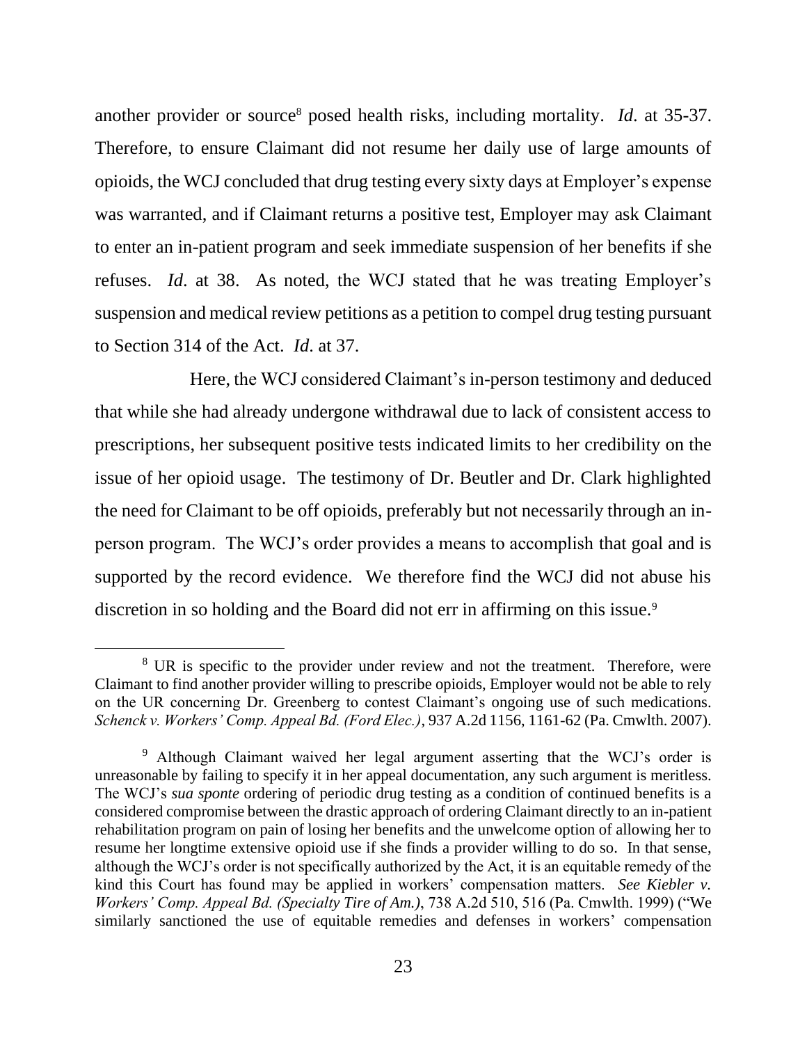another provider or source[8] posed health risks, including mortality. *Id*. at 35-37. Therefore, to ensure Claimant did not resume her daily use of large amounts of opioids, the WCJ concluded that drug testing every sixty days at Employer's expense was warranted, and if Claimant returns a positive test, Employer may ask Claimant to enter an in-patient program and seek immediate suspension of her benefits if she refuses. *Id*. at 38. As noted, the WCJ stated that he was treating Employer's suspension and medical review petitions as a petition to compel drug testing pursuant to Section 314 of the Act. *Id*. at 37.

Here, the WCJ considered Claimant's in-person testimony and deduced that while she had already undergone withdrawal due to lack of consistent access to prescriptions, her subsequent positive tests indicated limits to her credibility on the issue of her opioid usage. The testimony of Dr. Beutler and Dr. Clark highlighted the need for Claimant to be off opioids, preferably but not necessarily through an in-person program. The WCJ's order provides a means to accomplish that goal and is supported by the record evidence. We therefore find the WCJ did not abuse his discretion in so holding and the Board did not err in affirming on this issue.[9]

---

[8] UR is specific to the provider under review and not the treatment. Therefore, were Claimant to find another provider willing to prescribe opioids, Employer would not be able to rely on the UR concerning Dr. Greenberg to contest Claimant's ongoing use of such medications. *Schenck v. Workers' Comp. Appeal Bd. (Ford Elec.)*, 937 A.2d 1156, 1161-62 (Pa. Cmwlth. 2007).

[9] Although Claimant waived her legal argument asserting that the WCJ's order is unreasonable by failing to specify it in her appeal documentation, any such argument is meritless. The WCJ's *sua sponte* ordering of periodic drug testing as a condition of continued benefits is a considered compromise between the drastic approach of ordering Claimant directly to an in-patient rehabilitation program on pain of losing her benefits and the unwelcome option of allowing her to resume her longtime extensive opioid use if she finds a provider willing to do so. In that sense, although the WCJ's order is not specifically authorized by the Act, it is an equitable remedy of the kind this Court has found may be applied in workers' compensation matters. *See Kiebler v. Workers' Comp. Appeal Bd. (Specialty Tire of Am.)*, 738 A.2d 510, 516 (Pa. Cmwlth. 1999) ("We similarly sanctioned the use of equitable remedies and defenses in workers' compensation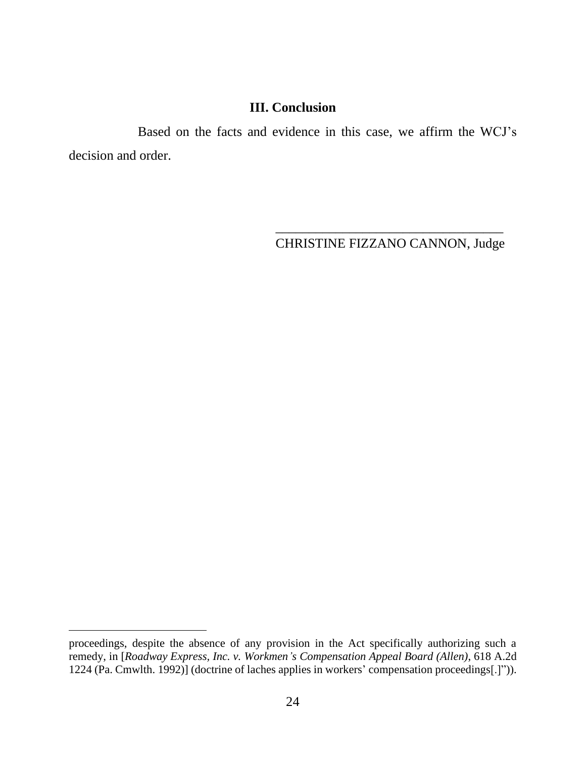### III. Conclusion

Based on the facts and evidence in this case, we affirm the WCJ's decision and order.

\_\_\_\_\_\_\_\_\_\_\_\_\_\_\_\_\_\_\_\_\_\_\_\_\_\_\_\_\_\_\_\_\_\_\_\_
CHRISTINE FIZZANO CANNON, Judge

---

proceedings, despite the absence of any provision in the Act specifically authorizing such a remedy, in [*Roadway Express, Inc. v. Workmen's Compensation Appeal Board (Allen)*, 618 A.2d 1224 (Pa. Cmwlth. 1992)] (doctrine of laches applies in workers' compensation proceedings[.]")).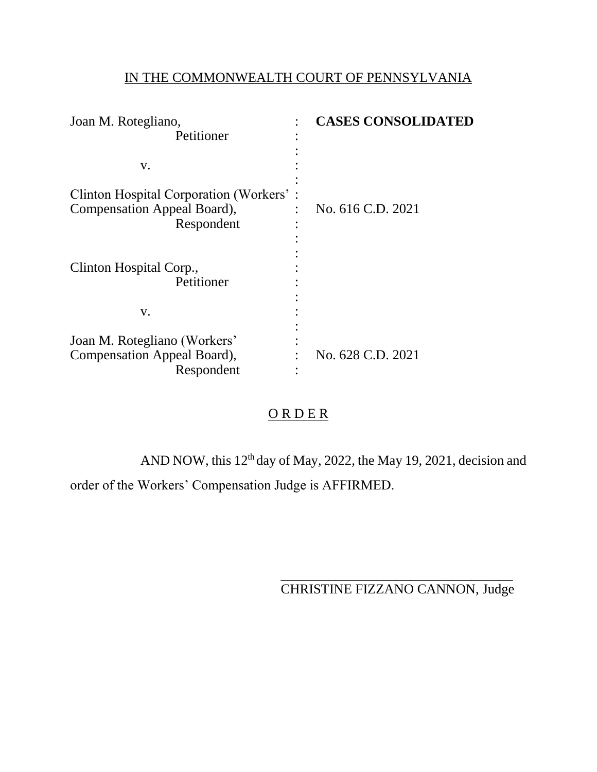IN THE COMMONWEALTH COURT OF PENNSYLVANIA

| | | |
|---|---|---|
| Joan M. Rotegliano, Petitioner | : | **CASES CONSOLIDATED** |
| v. | : | |
| Clinton Hospital Corporation (Workers' Compensation Appeal Board), Respondent | : | No. 616 C.D. 2021 |
| Clinton Hospital Corp., Petitioner | : | |
| v. | : | |
| Joan M. Rotegliano (Workers' Compensation Appeal Board), Respondent | : | No. 628 C.D. 2021 |

O R D E R

AND NOW, this 12th day of May, 2022, the May 19, 2021, decision and order of the Workers' Compensation Judge is AFFIRMED.

__________________________________
CHRISTINE FIZZANO CANNON, Judge